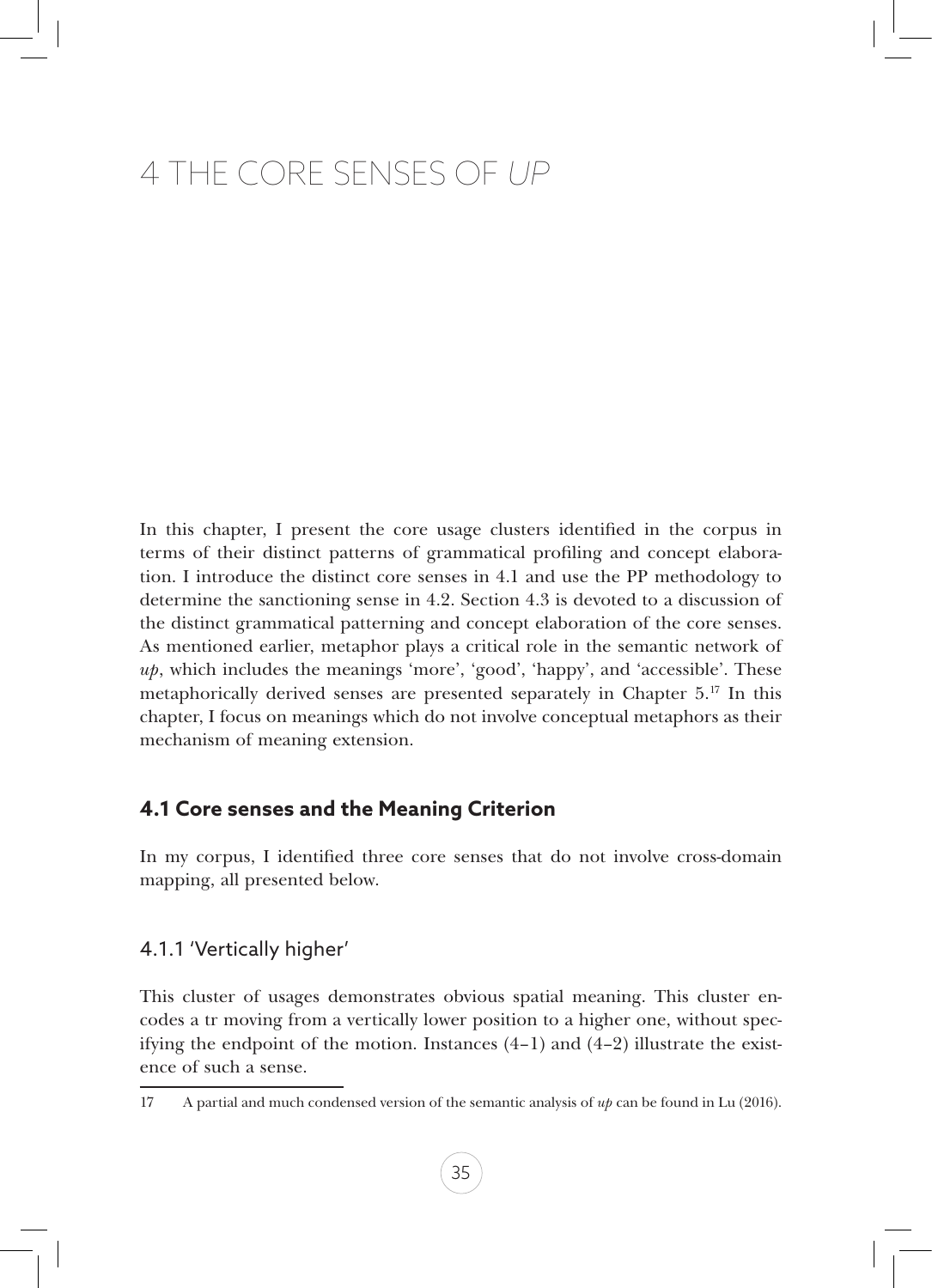# 4 THE CORE SENSES OF *UP*

In this chapter, I present the core usage clusters identified in the corpus in terms of their distinct patterns of grammatical profiling and concept elaboration. I introduce the distinct core senses in 4.1 and use the PP methodology to determine the sanctioning sense in 4.2. Section 4.3 is devoted to a discussion of the distinct grammatical patterning and concept elaboration of the core senses. As mentioned earlier, metaphor plays a critical role in the semantic network of *up*, which includes the meanings 'more', 'good', 'happy', and 'accessible'. These metaphorically derived senses are presented separately in Chapter 5.[17] In this chapter, I focus on meanings which do not involve conceptual metaphors as their mechanism of meaning extension.

## 4.1 Core senses and the Meaning Criterion

In my corpus, I identified three core senses that do not involve cross-domain mapping, all presented below.

### 4.1.1 'Vertically higher'

This cluster of usages demonstrates obvious spatial meaning. This cluster encodes a tr moving from a vertically lower position to a higher one, without specifying the endpoint of the motion. Instances (4–1) and (4–2) illustrate the existence of such a sense.

[17] A partial and much condensed version of the semantic analysis of *up* can be found in Lu (2016).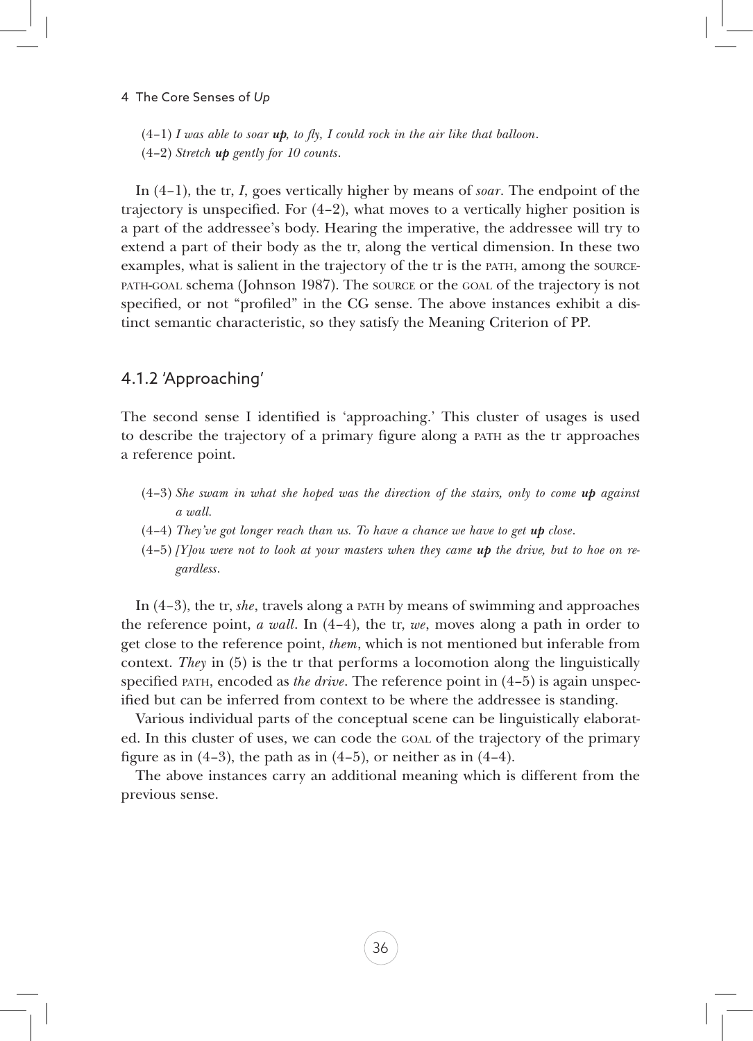(4–1) *I was able to soar **up**, to fly, I could rock in the air like that balloon.*
(4–2) *Stretch **up** gently for 10 counts.*

In (4–1), the tr, *I*, goes vertically higher by means of *soar*. The endpoint of the trajectory is unspecified. For (4–2), what moves to a vertically higher position is a part of the addressee's body. Hearing the imperative, the addressee will try to extend a part of their body as the tr, along the vertical dimension. In these two examples, what is salient in the trajectory of the tr is the PATH, among the SOURCE-PATH-GOAL schema (Johnson 1987). The SOURCE or the GOAL of the trajectory is not specified, or not "profiled" in the CG sense. The above instances exhibit a distinct semantic characteristic, so they satisfy the Meaning Criterion of PP.

### 4.1.2 'Approaching'

The second sense I identified is 'approaching.' This cluster of usages is used to describe the trajectory of a primary figure along a PATH as the tr approaches a reference point.

(4–3) *She swam in what she hoped was the direction of the stairs, only to come **up** against a wall.*
(4–4) *They've got longer reach than us. To have a chance we have to get **up** close.*
(4–5) *[Y]ou were not to look at your masters when they came **up** the drive, but to hoe on regardless.*

In (4–3), the tr, *she*, travels along a PATH by means of swimming and approaches the reference point, *a wall*. In (4–4), the tr, *we*, moves along a path in order to get close to the reference point, *them*, which is not mentioned but inferable from context. *They* in (5) is the tr that performs a locomotion along the linguistically specified PATH, encoded as *the drive*. The reference point in (4–5) is again unspecified but can be inferred from context to be where the addressee is standing.

Various individual parts of the conceptual scene can be linguistically elaborated. In this cluster of uses, we can code the GOAL of the trajectory of the primary figure as in (4–3), the path as in (4–5), or neither as in (4–4).

The above instances carry an additional meaning which is different from the previous sense.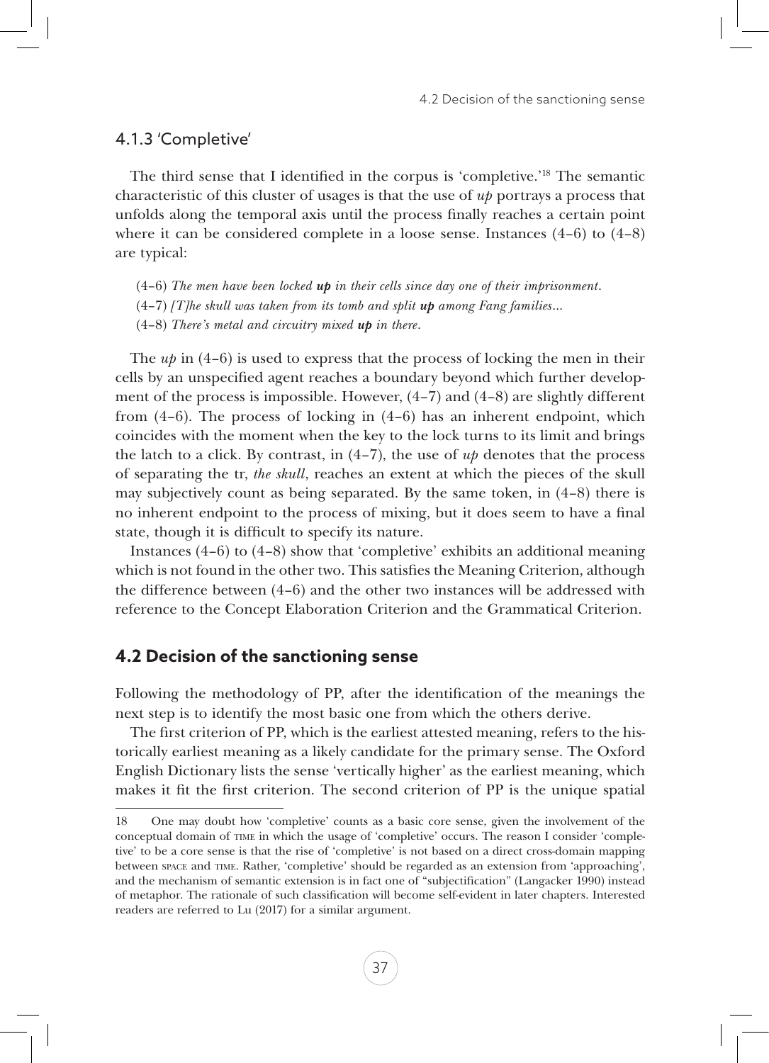### 4.1.3 'Completive'

The third sense that I identified in the corpus is 'completive.'[18] The semantic characteristic of this cluster of usages is that the use of *up* portrays a process that unfolds along the temporal axis until the process finally reaches a certain point where it can be considered complete in a loose sense. Instances (4-6) to (4-8) are typical:

(4-6) *The men have been locked* ***up*** *in their cells since day one of their imprisonment.*
(4-7) *[T]he skull was taken from its tomb and split* ***up*** *among Fang families...*
(4-8) *There's metal and circuitry mixed* ***up*** *in there.*

The *up* in (4-6) is used to express that the process of locking the men in their cells by an unspecified agent reaches a boundary beyond which further development of the process is impossible. However, (4-7) and (4-8) are slightly different from (4-6). The process of locking in (4-6) has an inherent endpoint, which coincides with the moment when the key to the lock turns to its limit and brings the latch to a click. By contrast, in (4-7), the use of *up* denotes that the process of separating the tr, *the skull*, reaches an extent at which the pieces of the skull may subjectively count as being separated. By the same token, in (4-8) there is no inherent endpoint to the process of mixing, but it does seem to have a final state, though it is difficult to specify its nature.

Instances (4-6) to (4-8) show that 'completive' exhibits an additional meaning which is not found in the other two. This satisfies the Meaning Criterion, although the difference between (4-6) and the other two instances will be addressed with reference to the Concept Elaboration Criterion and the Grammatical Criterion.

## 4.2 Decision of the sanctioning sense

Following the methodology of PP, after the identification of the meanings the next step is to identify the most basic one from which the others derive.

The first criterion of PP, which is the earliest attested meaning, refers to the historically earliest meaning as a likely candidate for the primary sense. The Oxford English Dictionary lists the sense 'vertically higher' as the earliest meaning, which makes it fit the first criterion. The second criterion of PP is the unique spatial

---

18 One may doubt how 'completive' counts as a basic core sense, given the involvement of the conceptual domain of TIME in which the usage of 'completive' occurs. The reason I consider 'completive' to be a core sense is that the rise of 'completive' is not based on a direct cross-domain mapping between SPACE and TIME. Rather, 'completive' should be regarded as an extension from 'approaching', and the mechanism of semantic extension is in fact one of "subjectification" (Langacker 1990) instead of metaphor. The rationale of such classification will become self-evident in later chapters. Interested readers are referred to Lu (2017) for a similar argument.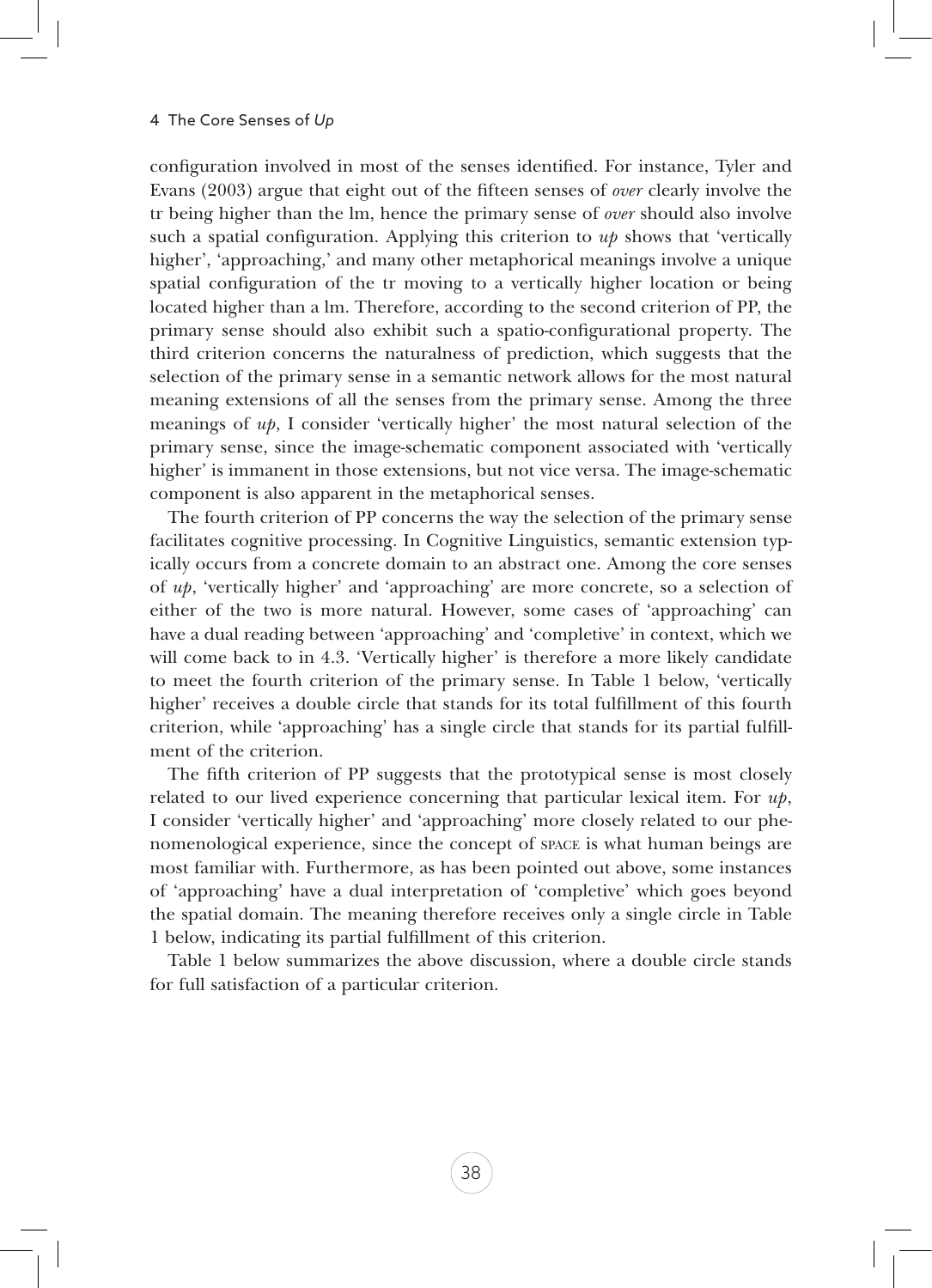configuration involved in most of the senses identified. For instance, Tyler and Evans (2003) argue that eight out of the fifteen senses of *over* clearly involve the tr being higher than the lm, hence the primary sense of *over* should also involve such a spatial configuration. Applying this criterion to *up* shows that 'vertically higher', 'approaching,' and many other metaphorical meanings involve a unique spatial configuration of the tr moving to a vertically higher location or being located higher than a lm. Therefore, according to the second criterion of PP, the primary sense should also exhibit such a spatio-configurational property. The third criterion concerns the naturalness of prediction, which suggests that the selection of the primary sense in a semantic network allows for the most natural meaning extensions of all the senses from the primary sense. Among the three meanings of *up*, I consider 'vertically higher' the most natural selection of the primary sense, since the image-schematic component associated with 'vertically higher' is immanent in those extensions, but not vice versa. The image-schematic component is also apparent in the metaphorical senses.

The fourth criterion of PP concerns the way the selection of the primary sense facilitates cognitive processing. In Cognitive Linguistics, semantic extension typically occurs from a concrete domain to an abstract one. Among the core senses of *up*, 'vertically higher' and 'approaching' are more concrete, so a selection of either of the two is more natural. However, some cases of 'approaching' can have a dual reading between 'approaching' and 'completive' in context, which we will come back to in 4.3. 'Vertically higher' is therefore a more likely candidate to meet the fourth criterion of the primary sense. In Table 1 below, 'vertically higher' receives a double circle that stands for its total fulfillment of this fourth criterion, while 'approaching' has a single circle that stands for its partial fulfillment of the criterion.

The fifth criterion of PP suggests that the prototypical sense is most closely related to our lived experience concerning that particular lexical item. For *up*, I consider 'vertically higher' and 'approaching' more closely related to our phenomenological experience, since the concept of SPACE is what human beings are most familiar with. Furthermore, as has been pointed out above, some instances of 'approaching' have a dual interpretation of 'completive' which goes beyond the spatial domain. The meaning therefore receives only a single circle in Table 1 below, indicating its partial fulfillment of this criterion.

Table 1 below summarizes the above discussion, where a double circle stands for full satisfaction of a particular criterion.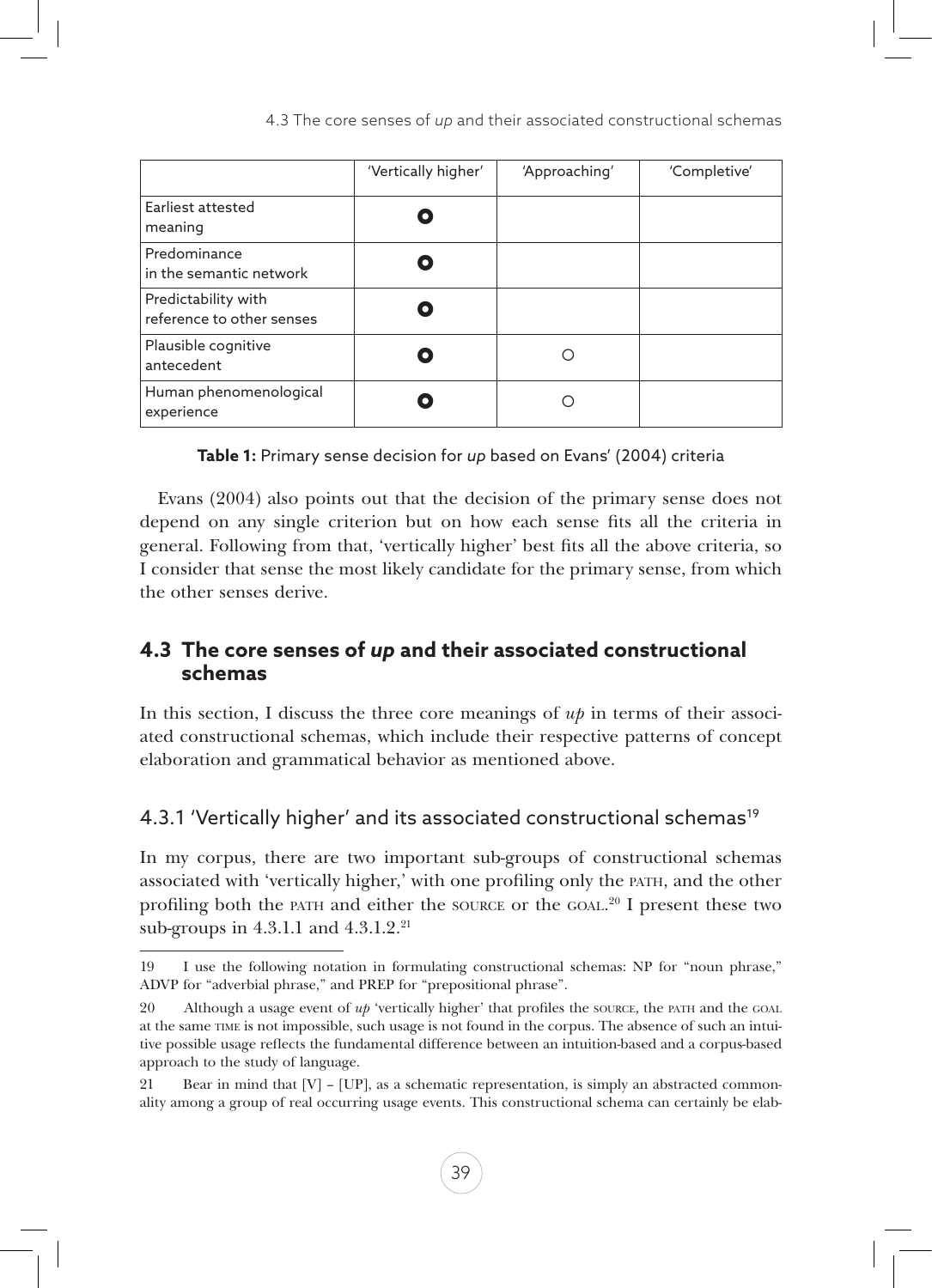| | 'Vertically higher' | 'Approaching' | 'Completive' |
|---|---|---|---|
| Earliest attested meaning | ● | | |
| Predominance in the semantic network | ● | | |
| Predictability with reference to other senses | ● | | |
| Plausible cognitive antecedent | ● | ○ | |
| Human phenomenological experience | ● | ○ | |

**Table 1:** Primary sense decision for *up* based on Evans' (2004) criteria

Evans (2004) also points out that the decision of the primary sense does not depend on any single criterion but on how each sense fits all the criteria in general. Following from that, 'vertically higher' best fits all the above criteria, so I consider that sense the most likely candidate for the primary sense, from which the other senses derive.

## 4.3 The core senses of *up* and their associated constructional schemas

In this section, I discuss the three core meanings of *up* in terms of their associated constructional schemas, which include their respective patterns of concept elaboration and grammatical behavior as mentioned above.

### 4.3.1 'Vertically higher' and its associated constructional schemas[19]

In my corpus, there are two important sub-groups of constructional schemas associated with 'vertically higher,' with one profiling only the PATH, and the other profiling both the PATH and either the SOURCE or the GOAL.[20] I present these two sub-groups in 4.3.1.1 and 4.3.1.2.[21]

---

19 I use the following notation in formulating constructional schemas: NP for "noun phrase," ADVP for "adverbial phrase," and PREP for "prepositional phrase".

20 Although a usage event of *up* 'vertically higher' that profiles the SOURCE, the PATH and the GOAL at the same TIME is not impossible, such usage is not found in the corpus. The absence of such an intuitive possible usage reflects the fundamental difference between an intuition-based and a corpus-based approach to the study of language.

21 Bear in mind that [V] – [UP], as a schematic representation, is simply an abstracted commonality among a group of real occurring usage events. This constructional schema can certainly be elab-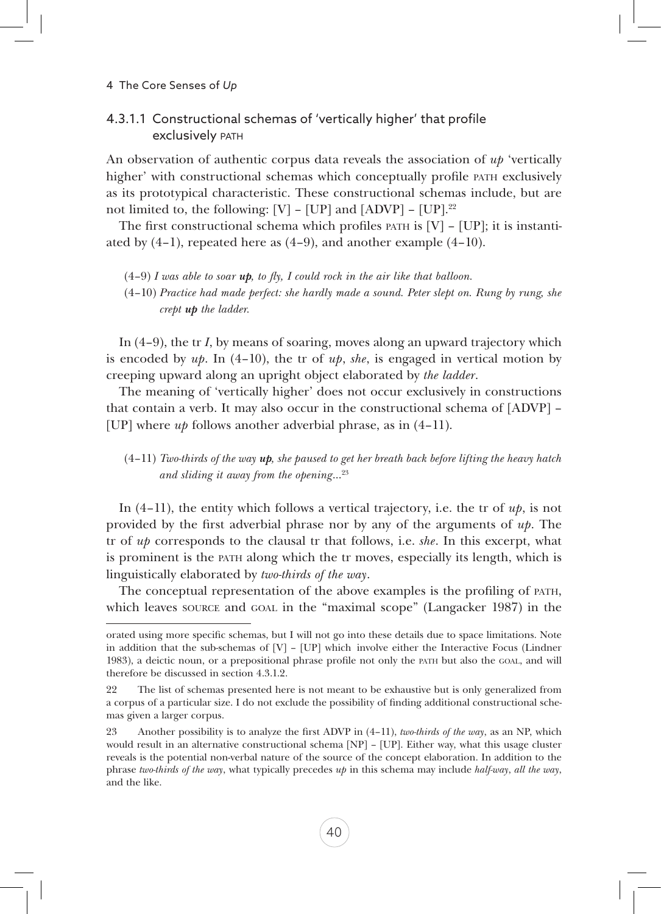### 4.3.1.1 Constructional schemas of 'vertically higher' that profile exclusively PATH

An observation of authentic corpus data reveals the association of *up* 'vertically higher' with constructional schemas which conceptually profile PATH exclusively as its prototypical characteristic. These constructional schemas include, but are not limited to, the following: [V] – [UP] and [ADVP] – [UP].[22]

The first constructional schema which profiles PATH is [V] – [UP]; it is instantiated by (4–1), repeated here as (4–9), and another example (4–10).

(4–9) *I was able to soar **up**, to fly, I could rock in the air like that balloon.*

(4–10) *Practice had made perfect: she hardly made a sound. Peter slept on. Rung by rung, she crept **up** the ladder.*

In (4–9), the tr *I*, by means of soaring, moves along an upward trajectory which is encoded by *up*. In (4–10), the tr of *up*, *she*, is engaged in vertical motion by creeping upward along an upright object elaborated by *the ladder*.

The meaning of 'vertically higher' does not occur exclusively in constructions that contain a verb. It may also occur in the constructional schema of [ADVP] – [UP] where *up* follows another adverbial phrase, as in (4–11).

(4–11) *Two-thirds of the way **up**, she paused to get her breath back before lifting the heavy hatch and sliding it away from the opening...*[23]

In (4–11), the entity which follows a vertical trajectory, i.e. the tr of *up*, is not provided by the first adverbial phrase nor by any of the arguments of *up*. The tr of *up* corresponds to the clausal tr that follows, i.e. *she*. In this excerpt, what is prominent is the PATH along which the tr moves, especially its length, which is linguistically elaborated by *two-thirds of the way*.

The conceptual representation of the above examples is the profiling of PATH, which leaves SOURCE and GOAL in the "maximal scope" (Langacker 1987) in the

---

orated using more specific schemas, but I will not go into these details due to space limitations. Note in addition that the sub-schemas of [V] – [UP] which involve either the Interactive Focus (Lindner 1983), a deictic noun, or a prepositional phrase profile not only the PATH but also the GOAL, and will therefore be discussed in section 4.3.1.2.

22 The list of schemas presented here is not meant to be exhaustive but is only generalized from a corpus of a particular size. I do not exclude the possibility of finding additional constructional schemas given a larger corpus.

23 Another possibility is to analyze the first ADVP in (4–11), *two-thirds of the way*, as an NP, which would result in an alternative constructional schema [NP] – [UP]. Either way, what this usage cluster reveals is the potential non-verbal nature of the source of the concept elaboration. In addition to the phrase *two-thirds of the way*, what typically precedes *up* in this schema may include *half-way*, *all the way*, and the like.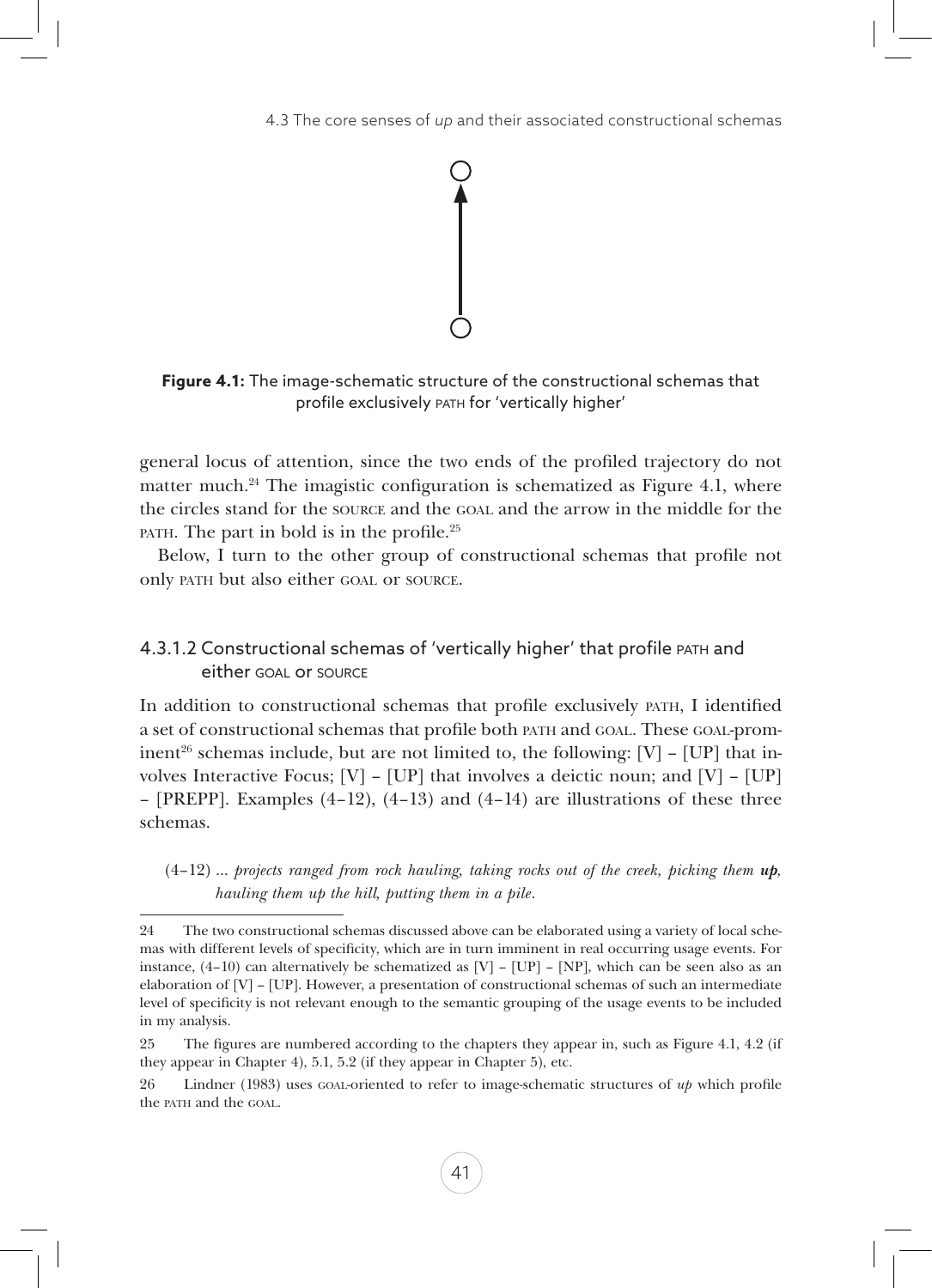**Figure 4.1:** The image-schematic structure of the constructional schemas that profile exclusively PATH for 'vertically higher'

general locus of attention, since the two ends of the profiled trajectory do not matter much.[24] The imagistic configuration is schematized as Figure 4.1, where the circles stand for the SOURCE and the GOAL and the arrow in the middle for the PATH. The part in bold is in the profile.[25]

Below, I turn to the other group of constructional schemas that profile not only PATH but also either GOAL or SOURCE.

### 4.3.1.2 Constructional schemas of 'vertically higher' that profile PATH and either GOAL or SOURCE

In addition to constructional schemas that profile exclusively PATH, I identified a set of constructional schemas that profile both PATH and GOAL. These GOAL-prominent[26] schemas include, but are not limited to, the following: [V] – [UP] that involves Interactive Focus; [V] – [UP] that involves a deictic noun; and [V] – [UP] – [PREPP]. Examples (4–12), (4–13) and (4–14) are illustrations of these three schemas.

(4–12) ... *projects ranged from rock hauling, taking rocks out of the creek, picking them* ***up****, hauling them up the hill, putting them in a pile.*

---

24 The two constructional schemas discussed above can be elaborated using a variety of local schemas with different levels of specificity, which are in turn imminent in real occurring usage events. For instance, (4–10) can alternatively be schematized as [V] – [UP] – [NP], which can be seen also as an elaboration of [V] – [UP]. However, a presentation of constructional schemas of such an intermediate level of specificity is not relevant enough to the semantic grouping of the usage events to be included in my analysis.

25 The figures are numbered according to the chapters they appear in, such as Figure 4.1, 4.2 (if they appear in Chapter 4), 5.1, 5.2 (if they appear in Chapter 5), etc.

26 Lindner (1983) uses GOAL-oriented to refer to image-schematic structures of *up* which profile the PATH and the GOAL.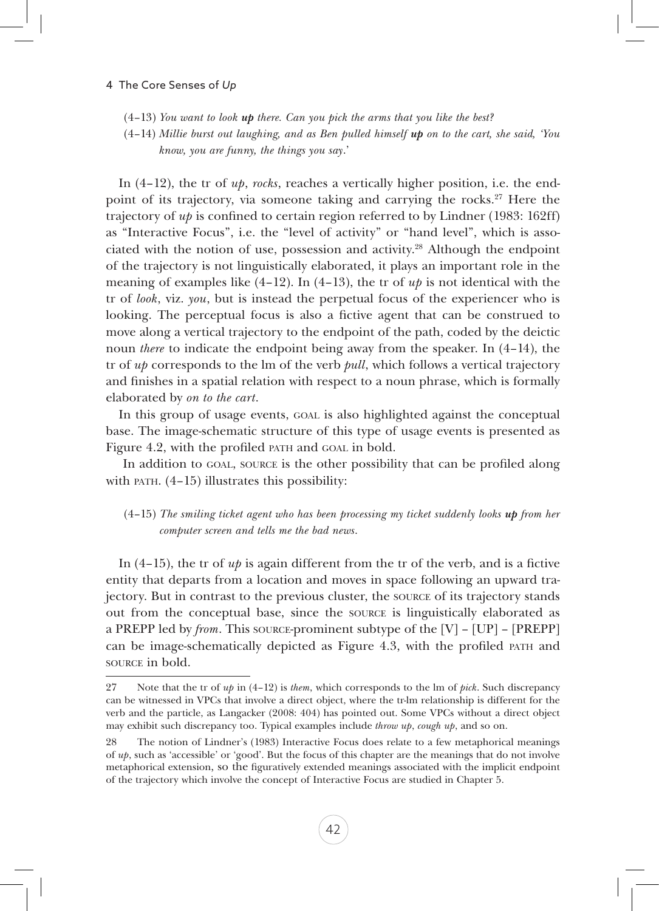(4–13) *You want to look **up** there. Can you pick the arms that you like the best?*

(4–14) *Millie burst out laughing, and as Ben pulled himself **up** on to the cart, she said, 'You know, you are funny, the things you say.'*

In (4–12), the tr of *up*, *rocks*, reaches a vertically higher position, i.e. the endpoint of its trajectory, via someone taking and carrying the rocks.[27] Here the trajectory of *up* is confined to certain region referred to by Lindner (1983: 162ff) as "Interactive Focus", i.e. the "level of activity" or "hand level", which is associated with the notion of use, possession and activity.[28] Although the endpoint of the trajectory is not linguistically elaborated, it plays an important role in the meaning of examples like (4–12). In (4–13), the tr of *up* is not identical with the tr of *look*, viz. *you*, but is instead the perpetual focus of the experiencer who is looking. The perceptual focus is also a fictive agent that can be construed to move along a vertical trajectory to the endpoint of the path, coded by the deictic noun *there* to indicate the endpoint being away from the speaker. In (4–14), the tr of *up* corresponds to the lm of the verb *pull*, which follows a vertical trajectory and finishes in a spatial relation with respect to a noun phrase, which is formally elaborated by *on to the cart*.

In this group of usage events, GOAL is also highlighted against the conceptual base. The image-schematic structure of this type of usage events is presented as Figure 4.2, with the profiled PATH and GOAL in bold.

In addition to GOAL, SOURCE is the other possibility that can be profiled along with PATH. (4–15) illustrates this possibility:

(4–15) *The smiling ticket agent who has been processing my ticket suddenly looks **up** from her computer screen and tells me the bad news.*

In (4–15), the tr of *up* is again different from the tr of the verb, and is a fictive entity that departs from a location and moves in space following an upward trajectory. But in contrast to the previous cluster, the SOURCE of its trajectory stands out from the conceptual base, since the SOURCE is linguistically elaborated as a PREPP led by *from*. This SOURCE-prominent subtype of the [V] – [UP] – [PREPP] can be image-schematically depicted as Figure 4.3, with the profiled PATH and SOURCE in bold.

---

[27] Note that the tr of *up* in (4–12) is *them*, which corresponds to the lm of *pick*. Such discrepancy can be witnessed in VPCs that involve a direct object, where the tr-lm relationship is different for the verb and the particle, as Langacker (2008: 404) has pointed out. Some VPCs without a direct object may exhibit such discrepancy too. Typical examples include *throw up*, *cough up*, and so on.

[28] The notion of Lindner's (1983) Interactive Focus does relate to a few metaphorical meanings of *up*, such as 'accessible' or 'good'. But the focus of this chapter are the meanings that do not involve metaphorical extension, so the figuratively extended meanings associated with the implicit endpoint of the trajectory which involve the concept of Interactive Focus are studied in Chapter 5.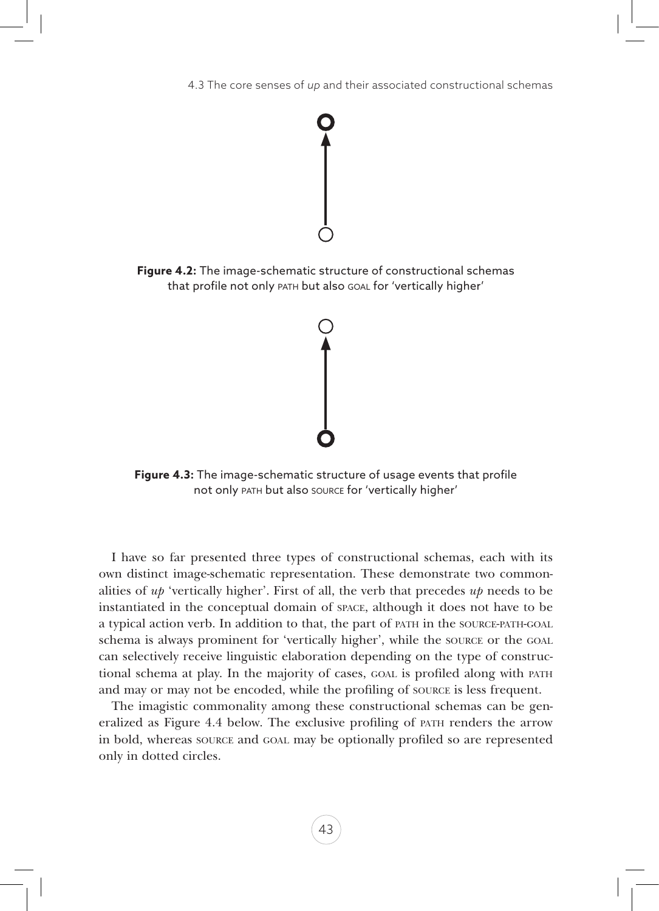**Figure 4.2:** The image-schematic structure of constructional schemas that profile not only PATH but also GOAL for 'vertically higher'

**Figure 4.3:** The image-schematic structure of usage events that profile not only PATH but also SOURCE for 'vertically higher'

I have so far presented three types of constructional schemas, each with its own distinct image-schematic representation. These demonstrate two commonalities of *up* 'vertically higher'. First of all, the verb that precedes *up* needs to be instantiated in the conceptual domain of SPACE, although it does not have to be a typical action verb. In addition to that, the part of PATH in the SOURCE-PATH-GOAL schema is always prominent for 'vertically higher', while the SOURCE or the GOAL can selectively receive linguistic elaboration depending on the type of constructional schema at play. In the majority of cases, GOAL is profiled along with PATH and may or may not be encoded, while the profiling of SOURCE is less frequent.

The imagistic commonality among these constructional schemas can be generalized as Figure 4.4 below. The exclusive profiling of PATH renders the arrow in bold, whereas SOURCE and GOAL may be optionally profiled so are represented only in dotted circles.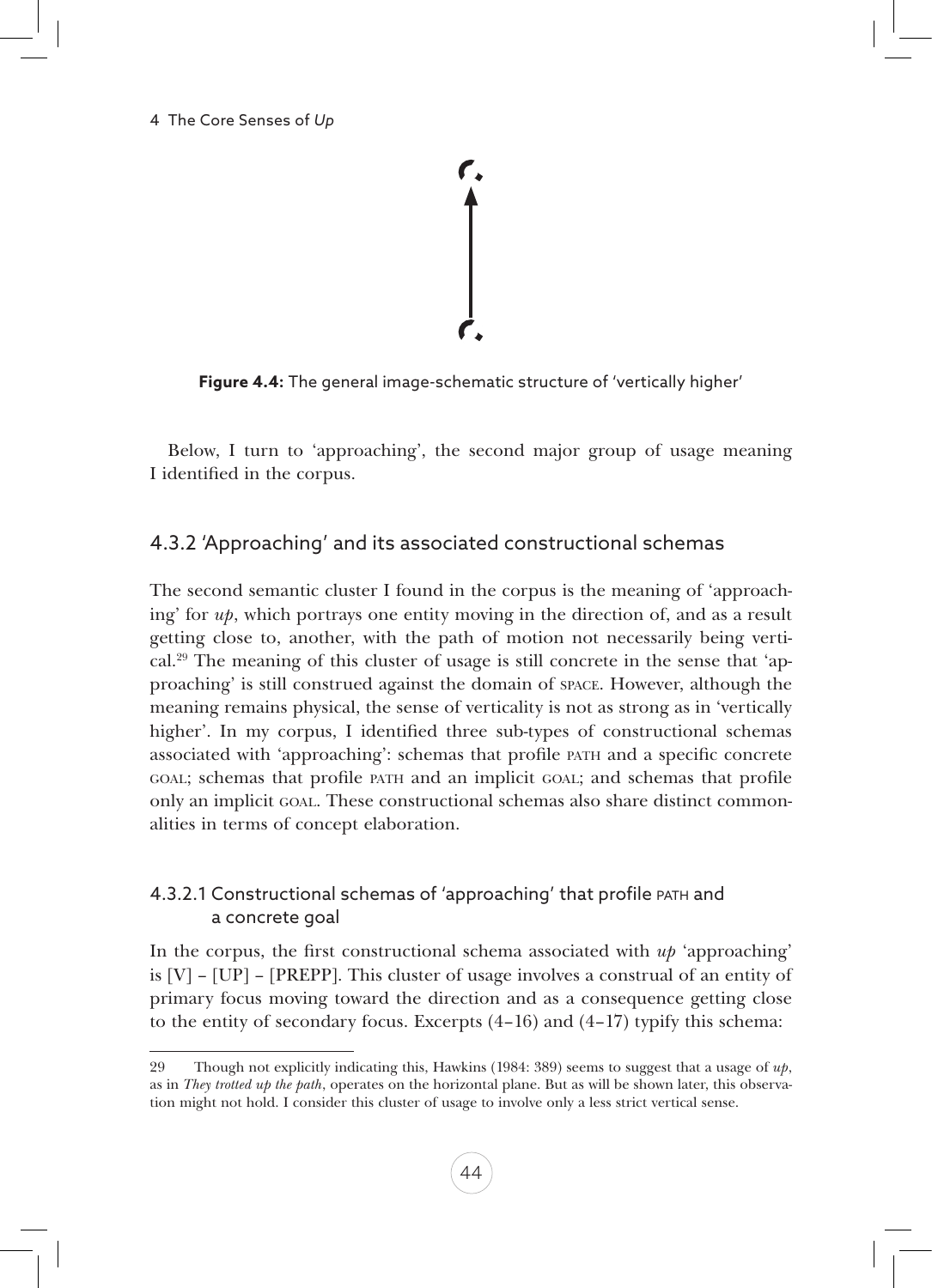**Figure 4.4:** The general image-schematic structure of 'vertically higher'

Below, I turn to 'approaching', the second major group of usage meaning I identified in the corpus.

### 4.3.2 'Approaching' and its associated constructional schemas

The second semantic cluster I found in the corpus is the meaning of 'approaching' for *up*, which portrays one entity moving in the direction of, and as a result getting close to, another, with the path of motion not necessarily being vertical.[29] The meaning of this cluster of usage is still concrete in the sense that 'approaching' is still construed against the domain of SPACE. However, although the meaning remains physical, the sense of verticality is not as strong as in 'vertically higher'. In my corpus, I identified three sub-types of constructional schemas associated with 'approaching': schemas that profile PATH and a specific concrete GOAL; schemas that profile PATH and an implicit GOAL; and schemas that profile only an implicit GOAL. These constructional schemas also share distinct commonalities in terms of concept elaboration.

#### 4.3.2.1 Constructional schemas of 'approaching' that profile PATH and a concrete goal

In the corpus, the first constructional schema associated with *up* 'approaching' is [V] – [UP] – [PREPP]. This cluster of usage involves a construal of an entity of primary focus moving toward the direction and as a consequence getting close to the entity of secondary focus. Excerpts (4–16) and (4–17) typify this schema:

---

29 Though not explicitly indicating this, Hawkins (1984: 389) seems to suggest that a usage of *up*, as in *They trotted up the path*, operates on the horizontal plane. But as will be shown later, this observation might not hold. I consider this cluster of usage to involve only a less strict vertical sense.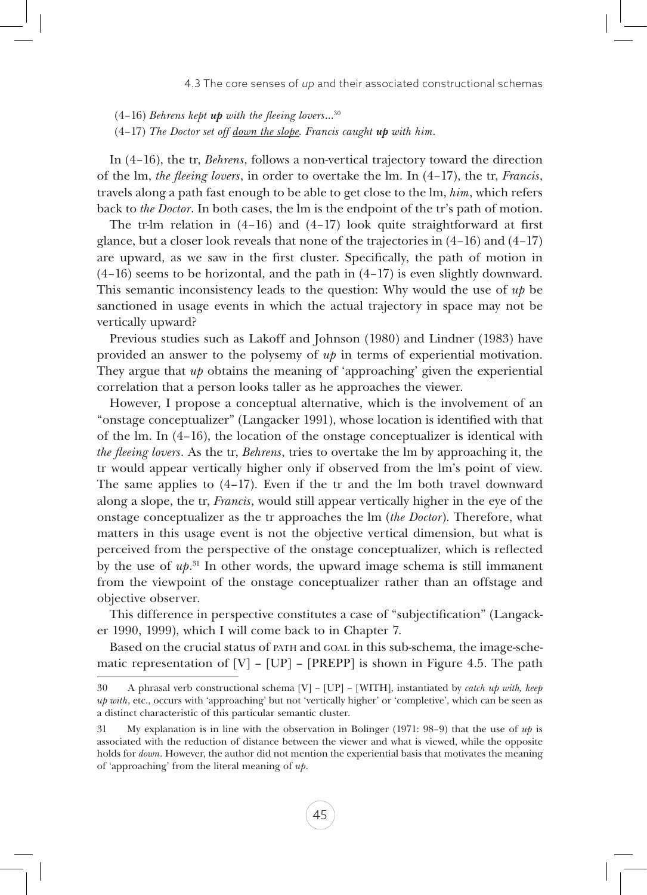(4–16) *Behrens kept **up** with the fleeing lovers*...[30]

(4–17) *The Doctor set off <u>down the slope</u>. Francis caught **up** with him.*

In (4–16), the tr, *Behrens*, follows a non-vertical trajectory toward the direction of the lm, *the fleeing lovers*, in order to overtake the lm. In (4–17), the tr, *Francis*, travels along a path fast enough to be able to get close to the lm, *him*, which refers back to *the Doctor*. In both cases, the lm is the endpoint of the tr's path of motion.

The tr-lm relation in (4–16) and (4–17) look quite straightforward at first glance, but a closer look reveals that none of the trajectories in (4–16) and (4–17) are upward, as we saw in the first cluster. Specifically, the path of motion in (4–16) seems to be horizontal, and the path in (4–17) is even slightly downward. This semantic inconsistency leads to the question: Why would the use of *up* be sanctioned in usage events in which the actual trajectory in space may not be vertically upward?

Previous studies such as Lakoff and Johnson (1980) and Lindner (1983) have provided an answer to the polysemy of *up* in terms of experiential motivation. They argue that *up* obtains the meaning of 'approaching' given the experiential correlation that a person looks taller as he approaches the viewer.

However, I propose a conceptual alternative, which is the involvement of an "onstage conceptualizer" (Langacker 1991), whose location is identified with that of the lm. In (4–16), the location of the onstage conceptualizer is identical with *the fleeing lovers*. As the tr, *Behrens*, tries to overtake the lm by approaching it, the tr would appear vertically higher only if observed from the lm's point of view. The same applies to (4–17). Even if the tr and the lm both travel downward along a slope, the tr, *Francis*, would still appear vertically higher in the eye of the onstage conceptualizer as the tr approaches the lm (*the Doctor*). Therefore, what matters in this usage event is not the objective vertical dimension, but what is perceived from the perspective of the onstage conceptualizer, which is reflected by the use of *up*.[31] In other words, the upward image schema is still immanent from the viewpoint of the onstage conceptualizer rather than an offstage and objective observer.

This difference in perspective constitutes a case of "subjectification" (Langacker 1990, 1999), which I will come back to in Chapter 7.

Based on the crucial status of PATH and GOAL in this sub-schema, the image-schematic representation of [V] – [UP] – [PREPP] is shown in Figure 4.5. The path

---

30 A phrasal verb constructional schema [V] – [UP] – [WITH], instantiated by *catch up with, keep up with*, etc., occurs with 'approaching' but not 'vertically higher' or 'completive', which can be seen as a distinct characteristic of this particular semantic cluster.

31 My explanation is in line with the observation in Bolinger (1971: 98–9) that the use of *up* is associated with the reduction of distance between the viewer and what is viewed, while the opposite holds for *down*. However, the author did not mention the experiential basis that motivates the meaning of 'approaching' from the literal meaning of *up*.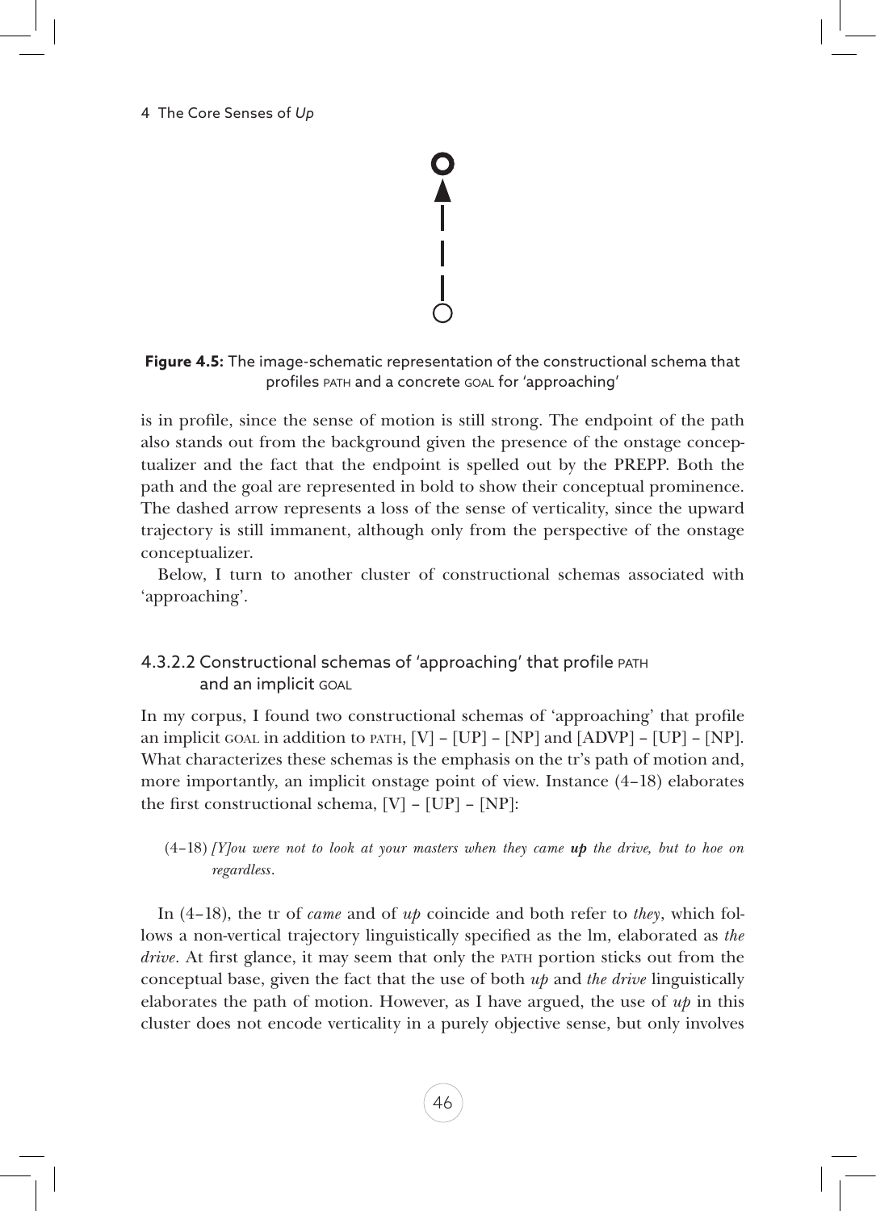**Figure 4.5:** The image-schematic representation of the constructional schema that profiles PATH and a concrete GOAL for 'approaching'

is in profile, since the sense of motion is still strong. The endpoint of the path also stands out from the background given the presence of the onstage conceptualizer and the fact that the endpoint is spelled out by the PREPP. Both the path and the goal are represented in bold to show their conceptual prominence. The dashed arrow represents a loss of the sense of verticality, since the upward trajectory is still immanent, although only from the perspective of the onstage conceptualizer.

Below, I turn to another cluster of constructional schemas associated with 'approaching'.

### 4.3.2.2 Constructional schemas of 'approaching' that profile PATH and an implicit GOAL

In my corpus, I found two constructional schemas of 'approaching' that profile an implicit GOAL in addition to PATH, [V] – [UP] – [NP] and [ADVP] – [UP] – [NP]. What characterizes these schemas is the emphasis on the tr's path of motion and, more importantly, an implicit onstage point of view. Instance (4–18) elaborates the first constructional schema, [V] – [UP] – [NP]:

(4–18) *[Y]ou were not to look at your masters when they came **up** the drive, but to hoe on regardless.*

In (4–18), the tr of *came* and of *up* coincide and both refer to *they*, which follows a non-vertical trajectory linguistically specified as the lm, elaborated as *the drive*. At first glance, it may seem that only the PATH portion sticks out from the conceptual base, given the fact that the use of both *up* and *the drive* linguistically elaborates the path of motion. However, as I have argued, the use of *up* in this cluster does not encode verticality in a purely objective sense, but only involves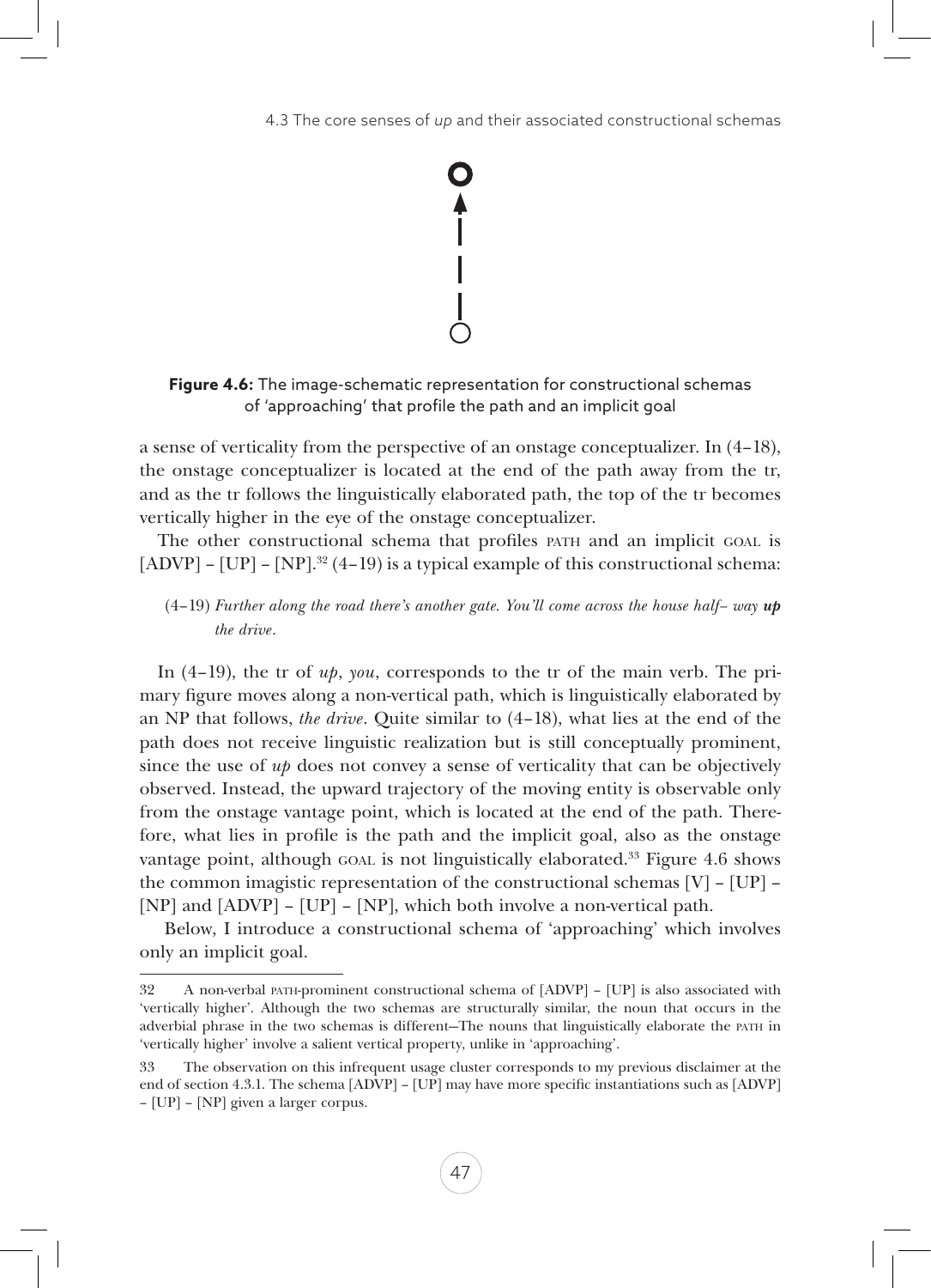**Figure 4.6:** The image-schematic representation for constructional schemas of 'approaching' that profile the path and an implicit goal

a sense of verticality from the perspective of an onstage conceptualizer. In (4–18), the onstage conceptualizer is located at the end of the path away from the tr, and as the tr follows the linguistically elaborated path, the top of the tr becomes vertically higher in the eye of the onstage conceptualizer.

The other constructional schema that profiles PATH and an implicit GOAL is [ADVP] – [UP] – [NP].[32] (4–19) is a typical example of this constructional schema:

(4–19) *Further along the road there's another gate. You'll come across the house half– way* ***up*** *the drive*.

In (4–19), the tr of *up*, *you*, corresponds to the tr of the main verb. The primary figure moves along a non-vertical path, which is linguistically elaborated by an NP that follows, *the drive*. Quite similar to (4–18), what lies at the end of the path does not receive linguistic realization but is still conceptually prominent, since the use of *up* does not convey a sense of verticality that can be objectively observed. Instead, the upward trajectory of the moving entity is observable only from the onstage vantage point, which is located at the end of the path. Therefore, what lies in profile is the path and the implicit goal, also as the onstage vantage point, although GOAL is not linguistically elaborated.[33] Figure 4.6 shows the common imagistic representation of the constructional schemas [V] – [UP] – [NP] and [ADVP] – [UP] – [NP], which both involve a non-vertical path.

Below, I introduce a constructional schema of 'approaching' which involves only an implicit goal.

---

32 A non-verbal PATH-prominent constructional schema of [ADVP] – [UP] is also associated with 'vertically higher'. Although the two schemas are structurally similar, the noun that occurs in the adverbial phrase in the two schemas is different—The nouns that linguistically elaborate the PATH in 'vertically higher' involve a salient vertical property, unlike in 'approaching'.

33 The observation on this infrequent usage cluster corresponds to my previous disclaimer at the end of section 4.3.1. The schema [ADVP] – [UP] may have more specific instantiations such as [ADVP] – [UP] – [NP] given a larger corpus.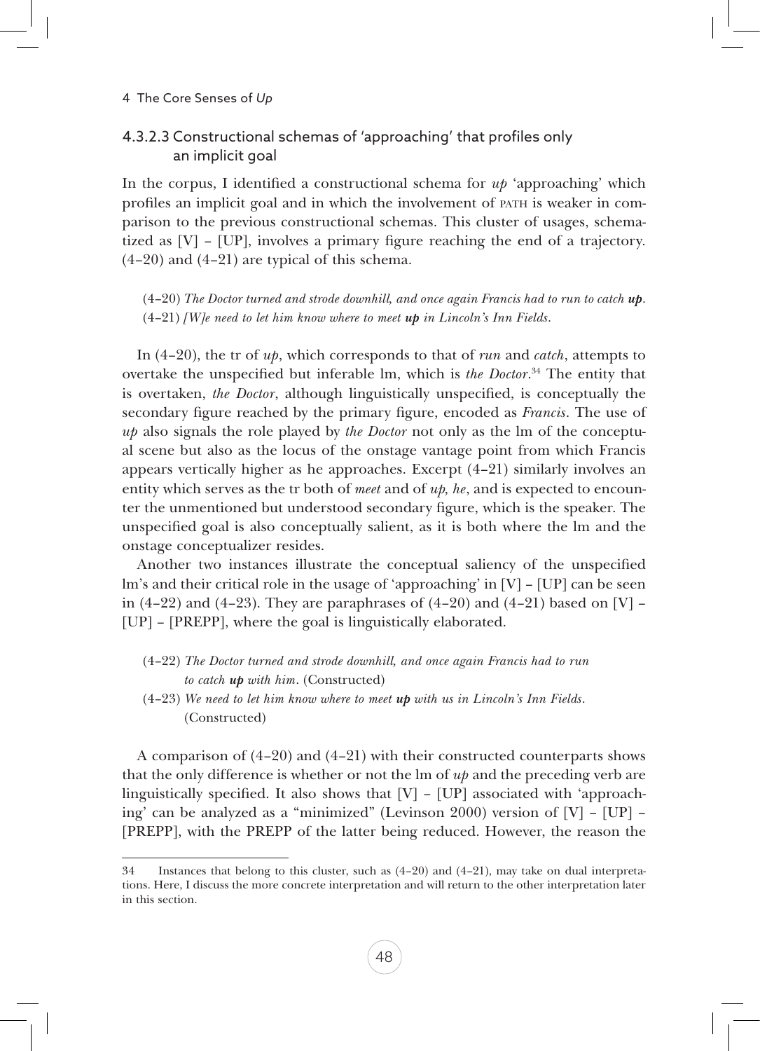### 4.3.2.3 Constructional schemas of 'approaching' that profiles only an implicit goal

In the corpus, I identified a constructional schema for *up* 'approaching' which profiles an implicit goal and in which the involvement of PATH is weaker in comparison to the previous constructional schemas. This cluster of usages, schematized as [V] – [UP], involves a primary figure reaching the end of a trajectory. (4–20) and (4–21) are typical of this schema.

(4–20) *The Doctor turned and strode downhill, and once again Francis had to run to catch* ***up***.
(4–21) *[W]e need to let him know where to meet* ***up*** *in Lincoln's Inn Fields*.

In (4–20), the tr of *up*, which corresponds to that of *run* and *catch*, attempts to overtake the unspecified but inferable lm, which is *the Doctor*.[34] The entity that is overtaken, *the Doctor*, although linguistically unspecified, is conceptually the secondary figure reached by the primary figure, encoded as *Francis*. The use of *up* also signals the role played by *the Doctor* not only as the lm of the conceptual scene but also as the locus of the onstage vantage point from which Francis appears vertically higher as he approaches. Excerpt (4–21) similarly involves an entity which serves as the tr both of *meet* and of *up, he*, and is expected to encounter the unmentioned but understood secondary figure, which is the speaker. The unspecified goal is also conceptually salient, as it is both where the lm and the onstage conceptualizer resides.

Another two instances illustrate the conceptual saliency of the unspecified lm's and their critical role in the usage of 'approaching' in [V] – [UP] can be seen in (4–22) and (4–23). They are paraphrases of (4–20) and (4–21) based on [V] – [UP] – [PREPP], where the goal is linguistically elaborated.

(4–22) *The Doctor turned and strode downhill, and once again Francis had to run to catch* ***up*** *with him*. (Constructed)
(4–23) *We need to let him know where to meet* ***up*** *with us in Lincoln's Inn Fields*. (Constructed)

A comparison of (4–20) and (4–21) with their constructed counterparts shows that the only difference is whether or not the lm of *up* and the preceding verb are linguistically specified. It also shows that [V] – [UP] associated with 'approaching' can be analyzed as a "minimized" (Levinson 2000) version of [V] – [UP] – [PREPP], with the PREPP of the latter being reduced. However, the reason the

---

34 Instances that belong to this cluster, such as (4–20) and (4–21), may take on dual interpretations. Here, I discuss the more concrete interpretation and will return to the other interpretation later in this section.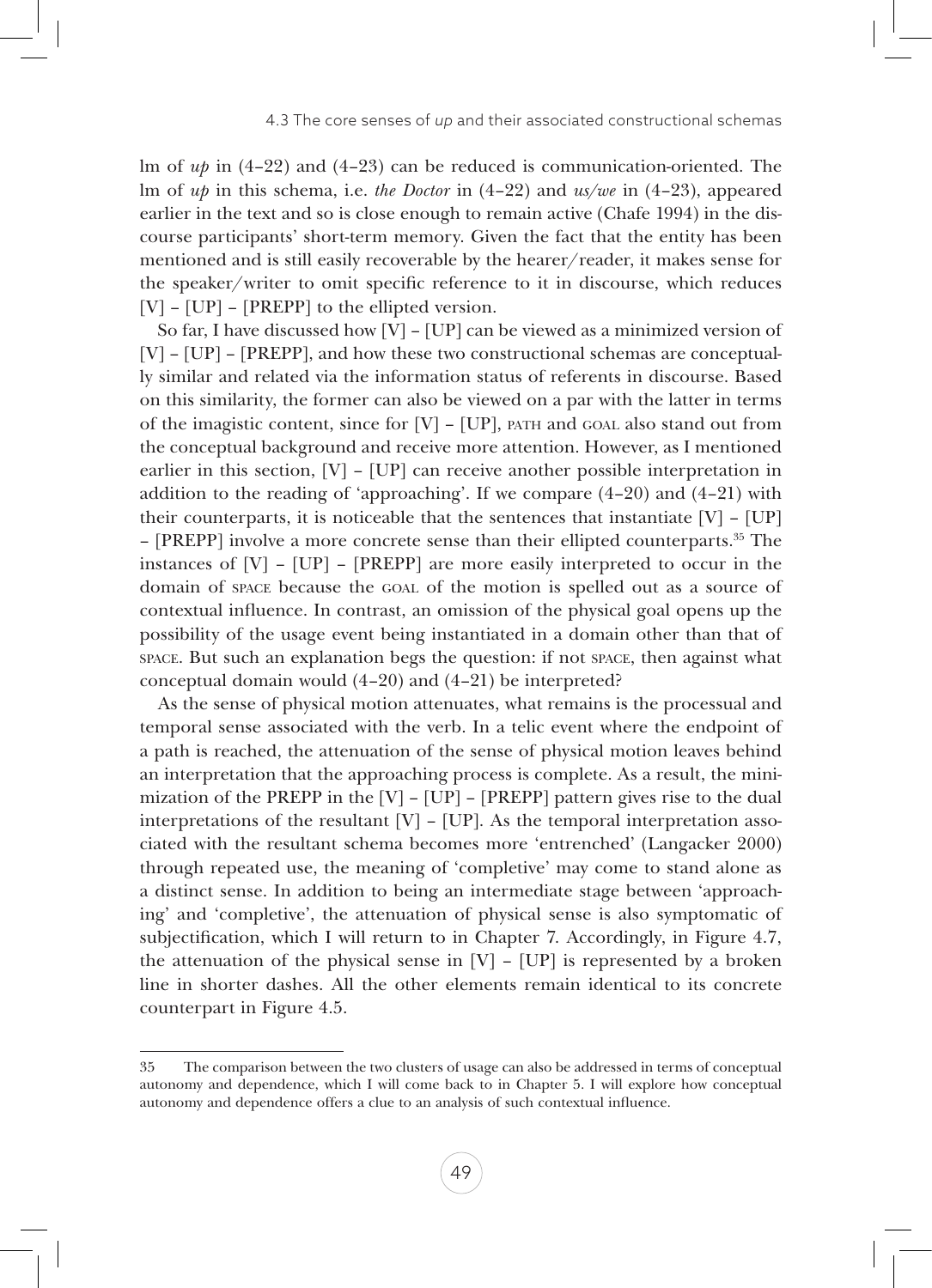lm of *up* in (4–22) and (4–23) can be reduced is communication-oriented. The lm of *up* in this schema, i.e. *the Doctor* in (4–22) and *us/we* in (4–23), appeared earlier in the text and so is close enough to remain active (Chafe 1994) in the discourse participants' short-term memory. Given the fact that the entity has been mentioned and is still easily recoverable by the hearer/reader, it makes sense for the speaker/writer to omit specific reference to it in discourse, which reduces [V] – [UP] – [PREPP] to the ellipted version.

So far, I have discussed how [V] – [UP] can be viewed as a minimized version of [V] – [UP] – [PREPP], and how these two constructional schemas are conceptually similar and related via the information status of referents in discourse. Based on this similarity, the former can also be viewed on a par with the latter in terms of the imagistic content, since for [V] – [UP], PATH and GOAL also stand out from the conceptual background and receive more attention. However, as I mentioned earlier in this section, [V] – [UP] can receive another possible interpretation in addition to the reading of 'approaching'. If we compare (4–20) and (4–21) with their counterparts, it is noticeable that the sentences that instantiate [V] – [UP] – [PREPP] involve a more concrete sense than their ellipted counterparts.[35] The instances of [V] – [UP] – [PREPP] are more easily interpreted to occur in the domain of SPACE because the GOAL of the motion is spelled out as a source of contextual influence. In contrast, an omission of the physical goal opens up the possibility of the usage event being instantiated in a domain other than that of SPACE. But such an explanation begs the question: if not SPACE, then against what conceptual domain would (4–20) and (4–21) be interpreted?

As the sense of physical motion attenuates, what remains is the processual and temporal sense associated with the verb. In a telic event where the endpoint of a path is reached, the attenuation of the sense of physical motion leaves behind an interpretation that the approaching process is complete. As a result, the minimization of the PREPP in the [V] – [UP] – [PREPP] pattern gives rise to the dual interpretations of the resultant [V] – [UP]. As the temporal interpretation associated with the resultant schema becomes more 'entrenched' (Langacker 2000) through repeated use, the meaning of 'completive' may come to stand alone as a distinct sense. In addition to being an intermediate stage between 'approaching' and 'completive', the attenuation of physical sense is also symptomatic of subjectification, which I will return to in Chapter 7. Accordingly, in Figure 4.7, the attenuation of the physical sense in [V] – [UP] is represented by a broken line in shorter dashes. All the other elements remain identical to its concrete counterpart in Figure 4.5.

---

35 The comparison between the two clusters of usage can also be addressed in terms of conceptual autonomy and dependence, which I will come back to in Chapter 5. I will explore how conceptual autonomy and dependence offers a clue to an analysis of such contextual influence.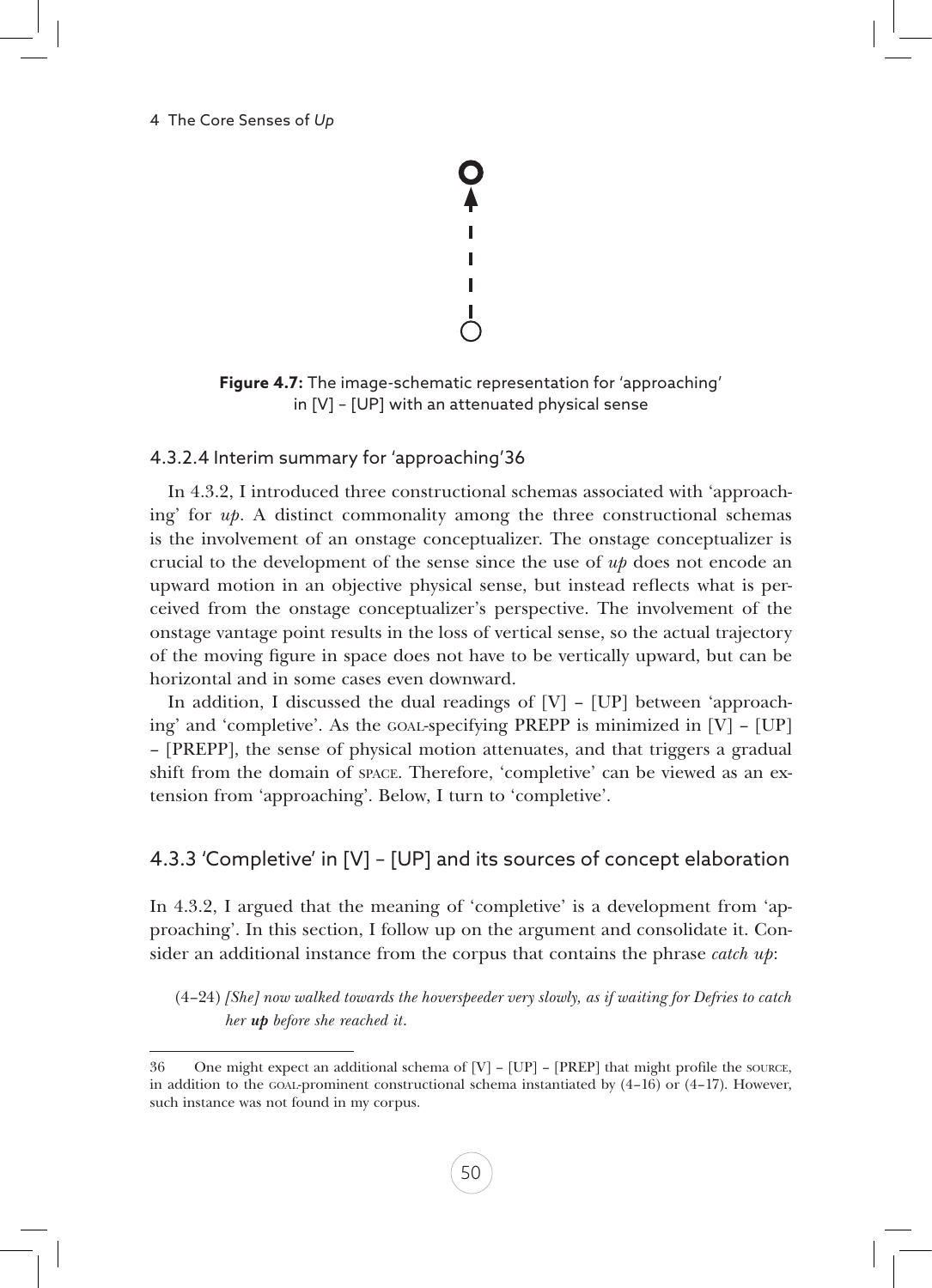**Figure 4.7:** The image-schematic representation for 'approaching' in [V] – [UP] with an attenuated physical sense

#### 4.3.2.4 Interim summary for 'approaching'[36]

In 4.3.2, I introduced three constructional schemas associated with 'approaching' for *up*. A distinct commonality among the three constructional schemas is the involvement of an onstage conceptualizer. The onstage conceptualizer is crucial to the development of the sense since the use of *up* does not encode an upward motion in an objective physical sense, but instead reflects what is perceived from the onstage conceptualizer's perspective. The involvement of the onstage vantage point results in the loss of vertical sense, so the actual trajectory of the moving figure in space does not have to be vertically upward, but can be horizontal and in some cases even downward.

In addition, I discussed the dual readings of [V] – [UP] between 'approaching' and 'completive'. As the GOAL-specifying PREPP is minimized in [V] – [UP] – [PREPP], the sense of physical motion attenuates, and that triggers a gradual shift from the domain of SPACE. Therefore, 'completive' can be viewed as an extension from 'approaching'. Below, I turn to 'completive'.

### 4.3.3 'Completive' in [V] – [UP] and its sources of concept elaboration

In 4.3.2, I argued that the meaning of 'completive' is a development from 'approaching'. In this section, I follow up on the argument and consolidate it. Consider an additional instance from the corpus that contains the phrase *catch up*:

(4–24) *[She] now walked towards the hoverspeeder very slowly, as if waiting for Defries to catch her* ***up*** *before she reached it.*

---

36 One might expect an additional schema of [V] – [UP] – [PREP] that might profile the SOURCE, in addition to the GOAL-prominent constructional schema instantiated by (4–16) or (4–17). However, such instance was not found in my corpus.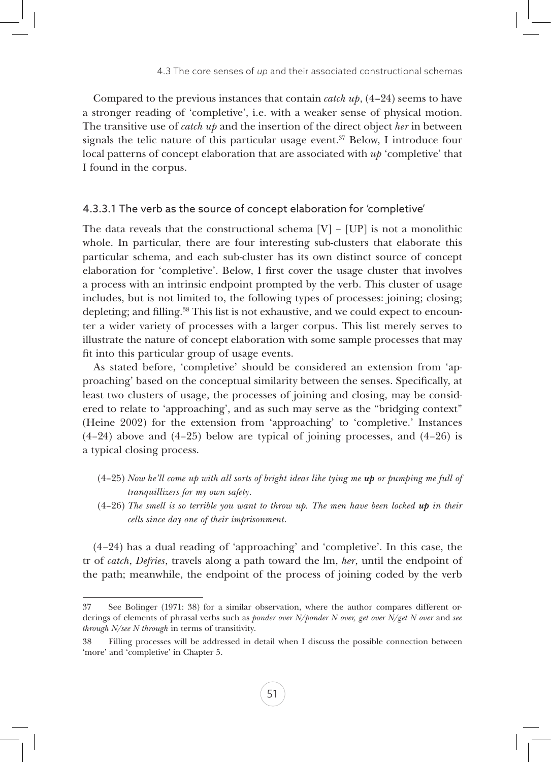Compared to the previous instances that contain *catch up*, (4–24) seems to have a stronger reading of 'completive', i.e. with a weaker sense of physical motion. The transitive use of *catch up* and the insertion of the direct object *her* in between signals the telic nature of this particular usage event.[37] Below, I introduce four local patterns of concept elaboration that are associated with *up* 'completive' that I found in the corpus.

### 4.3.3.1 The verb as the source of concept elaboration for 'completive'

The data reveals that the constructional schema [V] – [UP] is not a monolithic whole. In particular, there are four interesting sub-clusters that elaborate this particular schema, and each sub-cluster has its own distinct source of concept elaboration for 'completive'. Below, I first cover the usage cluster that involves a process with an intrinsic endpoint prompted by the verb. This cluster of usage includes, but is not limited to, the following types of processes: joining; closing; depleting; and filling.[38] This list is not exhaustive, and we could expect to encounter a wider variety of processes with a larger corpus. This list merely serves to illustrate the nature of concept elaboration with some sample processes that may fit into this particular group of usage events.

As stated before, 'completive' should be considered an extension from 'approaching' based on the conceptual similarity between the senses. Specifically, at least two clusters of usage, the processes of joining and closing, may be considered to relate to 'approaching', and as such may serve as the "bridging context" (Heine 2002) for the extension from 'approaching' to 'completive.' Instances (4–24) above and (4–25) below are typical of joining processes, and (4–26) is a typical closing process.

(4–25) *Now he'll come up with all sorts of bright ideas like tying me **up** or pumping me full of tranquillizers for my own safety.*

(4–26) *The smell is so terrible you want to throw up. The men have been locked **up** in their cells since day one of their imprisonment.*

(4–24) has a dual reading of 'approaching' and 'completive'. In this case, the tr of *catch*, *Defries*, travels along a path toward the lm, *her*, until the endpoint of the path; meanwhile, the endpoint of the process of joining coded by the verb

---

37 See Bolinger (1971: 38) for a similar observation, where the author compares different orderings of elements of phrasal verbs such as *ponder over N/ponder N over, get over N/get N over* and *see through N/see N through* in terms of transitivity.

38 Filling processes will be addressed in detail when I discuss the possible connection between 'more' and 'completive' in Chapter 5.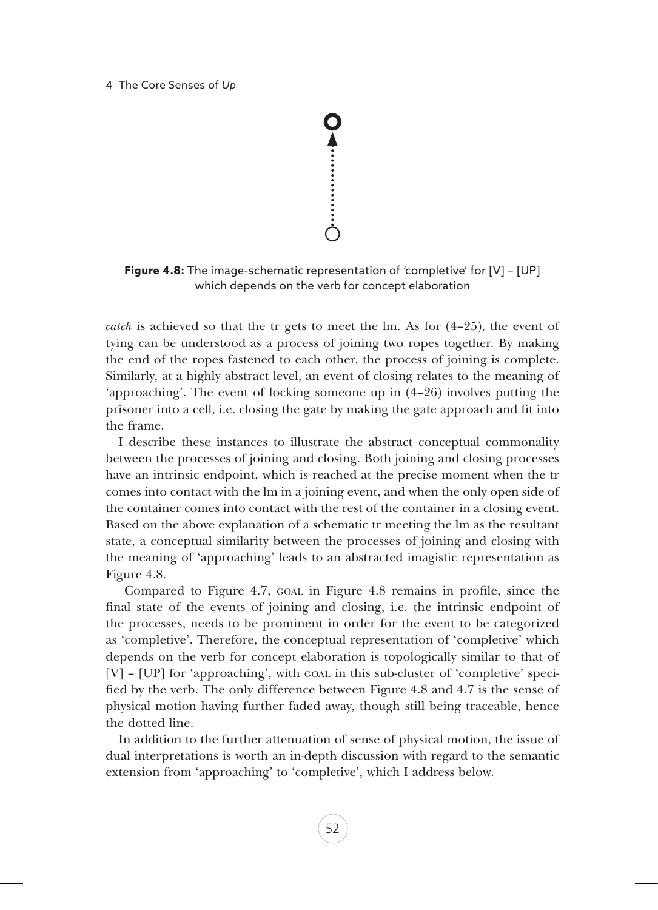**Figure 4.8:** The image-schematic representation of 'completive' for [V] – [UP] which depends on the verb for concept elaboration

*catch* is achieved so that the tr gets to meet the lm. As for (4–25), the event of tying can be understood as a process of joining two ropes together. By making the end of the ropes fastened to each other, the process of joining is complete. Similarly, at a highly abstract level, an event of closing relates to the meaning of 'approaching'. The event of locking someone up in (4–26) involves putting the prisoner into a cell, i.e. closing the gate by making the gate approach and fit into the frame.

I describe these instances to illustrate the abstract conceptual commonality between the processes of joining and closing. Both joining and closing processes have an intrinsic endpoint, which is reached at the precise moment when the tr comes into contact with the lm in a joining event, and when the only open side of the container comes into contact with the rest of the container in a closing event. Based on the above explanation of a schematic tr meeting the lm as the resultant state, a conceptual similarity between the processes of joining and closing with the meaning of 'approaching' leads to an abstracted imagistic representation as Figure 4.8.

Compared to Figure 4.7, GOAL in Figure 4.8 remains in profile, since the final state of the events of joining and closing, i.e. the intrinsic endpoint of the processes, needs to be prominent in order for the event to be categorized as 'completive'. Therefore, the conceptual representation of 'completive' which depends on the verb for concept elaboration is topologically similar to that of [V] – [UP] for 'approaching', with GOAL in this sub-cluster of 'completive' specified by the verb. The only difference between Figure 4.8 and 4.7 is the sense of physical motion having further faded away, though still being traceable, hence the dotted line.

In addition to the further attenuation of sense of physical motion, the issue of dual interpretations is worth an in-depth discussion with regard to the semantic extension from 'approaching' to 'completive', which I address below.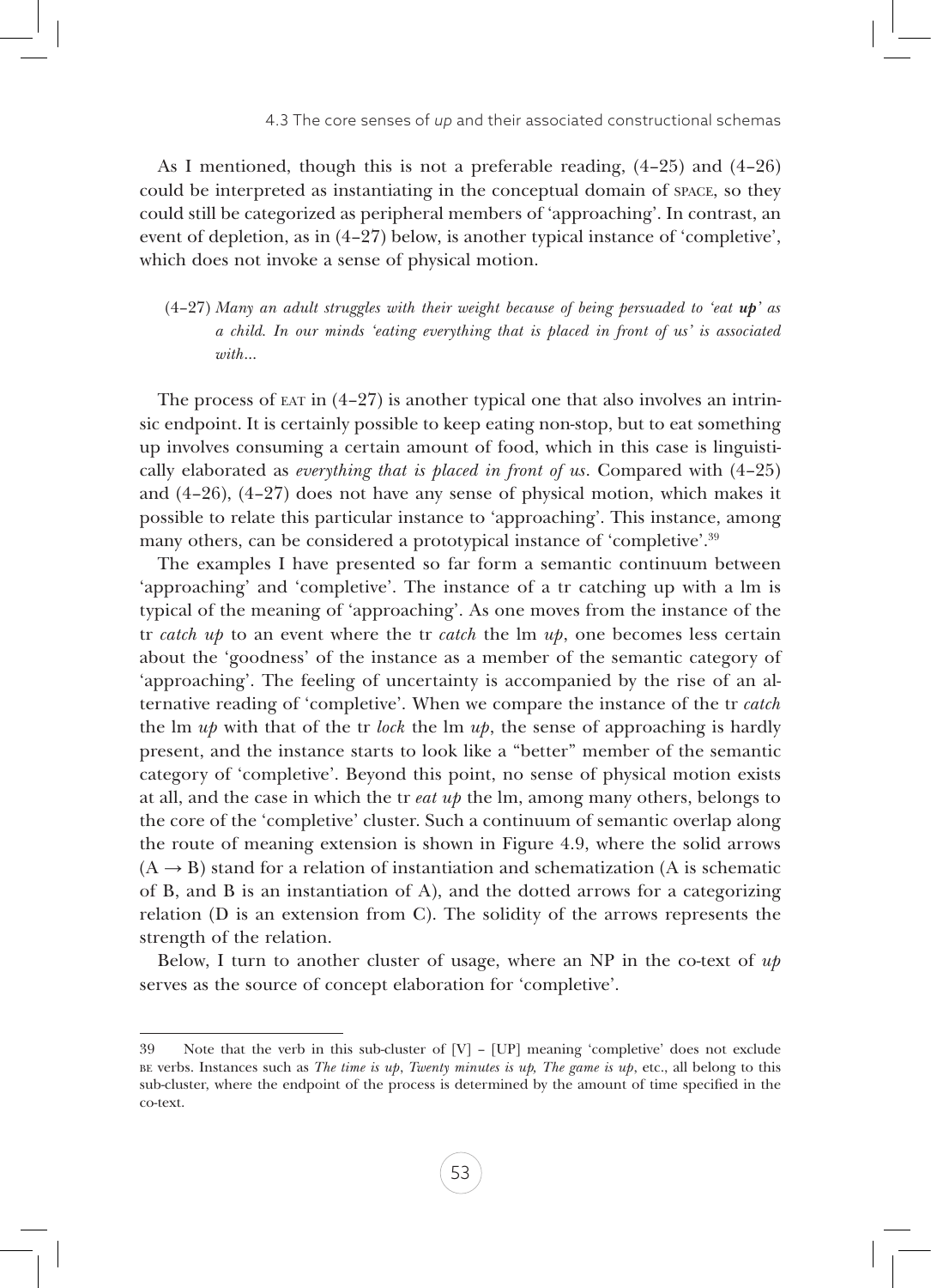As I mentioned, though this is not a preferable reading, (4–25) and (4–26) could be interpreted as instantiating in the conceptual domain of SPACE, so they could still be categorized as peripheral members of 'approaching'. In contrast, an event of depletion, as in (4–27) below, is another typical instance of 'completive', which does not invoke a sense of physical motion.

(4–27) *Many an adult struggles with their weight because of being persuaded to 'eat **up**' as a child. In our minds 'eating everything that is placed in front of us' is associated with...*

The process of EAT in (4–27) is another typical one that also involves an intrinsic endpoint. It is certainly possible to keep eating non-stop, but to eat something up involves consuming a certain amount of food, which in this case is linguistically elaborated as *everything that is placed in front of us*. Compared with (4–25) and (4–26), (4–27) does not have any sense of physical motion, which makes it possible to relate this particular instance to 'approaching'. This instance, among many others, can be considered a prototypical instance of 'completive'.[39]

The examples I have presented so far form a semantic continuum between 'approaching' and 'completive'. The instance of a tr catching up with a lm is typical of the meaning of 'approaching'. As one moves from the instance of the tr *catch up* to an event where the tr *catch* the lm *up*, one becomes less certain about the 'goodness' of the instance as a member of the semantic category of 'approaching'. The feeling of uncertainty is accompanied by the rise of an alternative reading of 'completive'. When we compare the instance of the tr *catch* the lm *up* with that of the tr *lock* the lm *up*, the sense of approaching is hardly present, and the instance starts to look like a "better" member of the semantic category of 'completive'. Beyond this point, no sense of physical motion exists at all, and the case in which the tr *eat up* the lm, among many others, belongs to the core of the 'completive' cluster. Such a continuum of semantic overlap along the route of meaning extension is shown in Figure 4.9, where the solid arrows (A → B) stand for a relation of instantiation and schematization (A is schematic of B, and B is an instantiation of A), and the dotted arrows for a categorizing relation (D is an extension from C). The solidity of the arrows represents the strength of the relation.

Below, I turn to another cluster of usage, where an NP in the co-text of *up* serves as the source of concept elaboration for 'completive'.

---

39 Note that the verb in this sub-cluster of [V] – [UP] meaning 'completive' does not exclude BE verbs. Instances such as *The time is up*, *Twenty minutes is up*, *The game is up*, etc., all belong to this sub-cluster, where the endpoint of the process is determined by the amount of time specified in the co-text.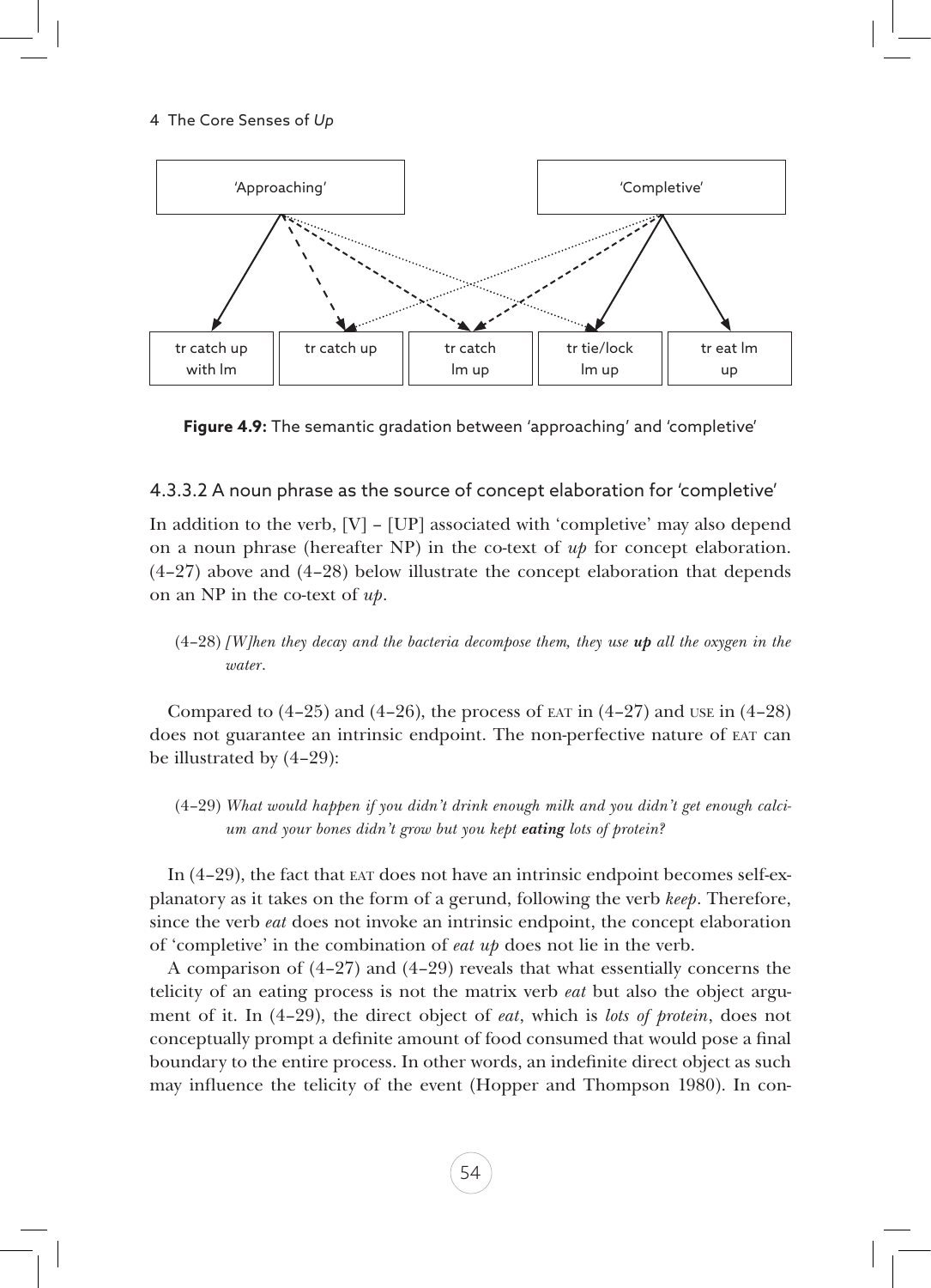'Approaching'

'Completive'

tr catch up with lm | tr catch up | tr catch lm up | tr tie/lock lm up | tr eat lm up

**Figure 4.9:** The semantic gradation between 'approaching' and 'completive'

#### 4.3.3.2 A noun phrase as the source of concept elaboration for 'completive'

In addition to the verb, [V] – [UP] associated with 'completive' may also depend on a noun phrase (hereafter NP) in the co-text of *up* for concept elaboration. (4–27) above and (4–28) below illustrate the concept elaboration that depends on an NP in the co-text of *up*.

> (4–28) *[W]hen they decay and the bacteria decompose them, they use **up** all the oxygen in the water.*

Compared to (4–25) and (4–26), the process of EAT in (4–27) and USE in (4–28) does not guarantee an intrinsic endpoint. The non-perfective nature of EAT can be illustrated by (4–29):

> (4–29) *What would happen if you didn't drink enough milk and you didn't get enough calcium and your bones didn't grow but you kept **eating** lots of protein?*

In (4–29), the fact that EAT does not have an intrinsic endpoint becomes self-explanatory as it takes on the form of a gerund, following the verb *keep*. Therefore, since the verb *eat* does not invoke an intrinsic endpoint, the concept elaboration of 'completive' in the combination of *eat up* does not lie in the verb.

A comparison of (4–27) and (4–29) reveals that what essentially concerns the telicity of an eating process is not the matrix verb *eat* but also the object argument of it. In (4–29), the direct object of *eat*, which is *lots of protein*, does not conceptually prompt a definite amount of food consumed that would pose a final boundary to the entire process. In other words, an indefinite direct object as such may influence the telicity of the event (Hopper and Thompson 1980). In con-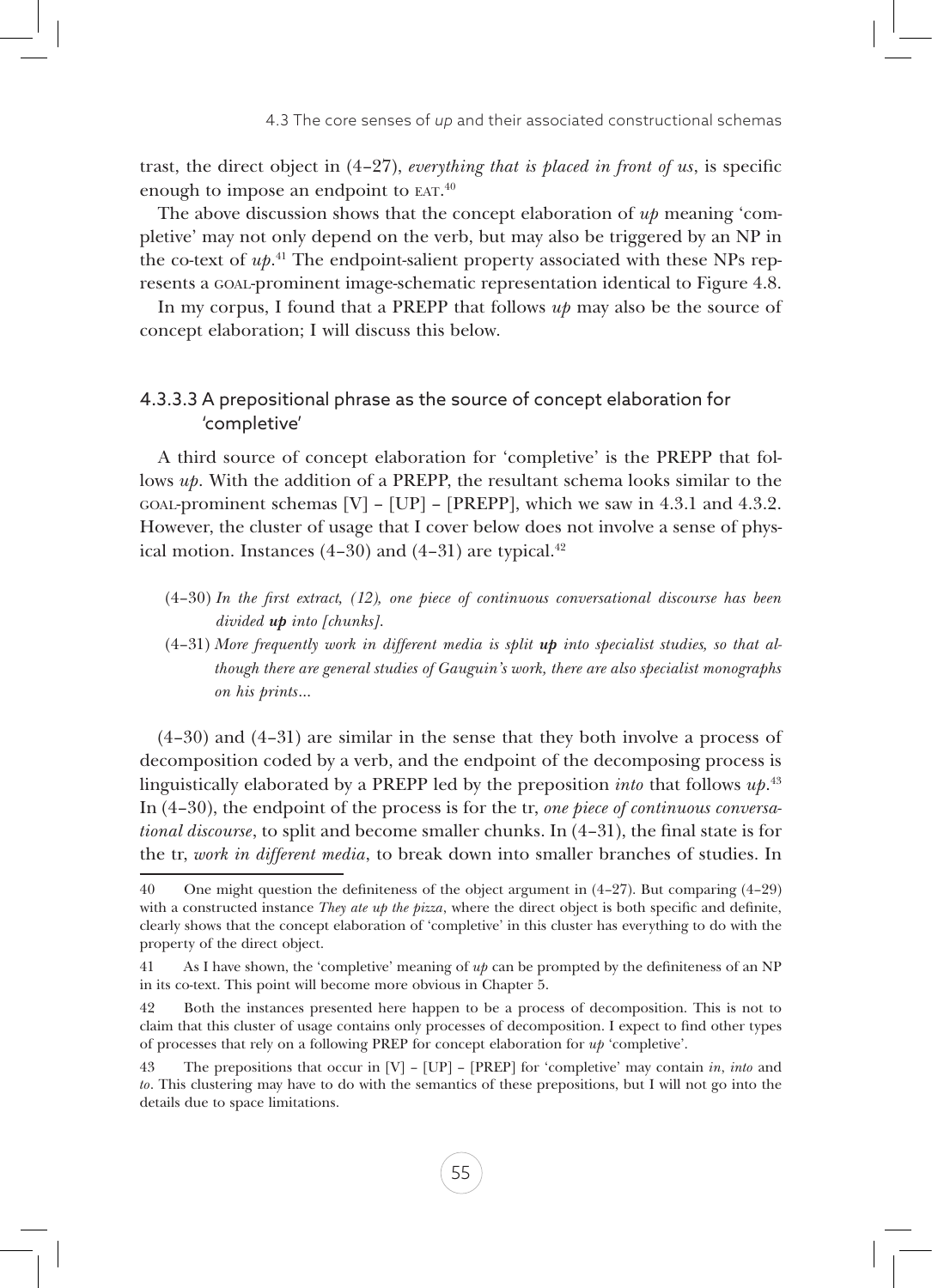trast, the direct object in (4–27), *everything that is placed in front of us*, is specific enough to impose an endpoint to EAT.[40]

The above discussion shows that the concept elaboration of *up* meaning 'completive' may not only depend on the verb, but may also be triggered by an NP in the co-text of *up*.[41] The endpoint-salient property associated with these NPs represents a GOAL-prominent image-schematic representation identical to Figure 4.8.

In my corpus, I found that a PREPP that follows *up* may also be the source of concept elaboration; I will discuss this below.

#### 4.3.3.3 A prepositional phrase as the source of concept elaboration for 'completive'

A third source of concept elaboration for 'completive' is the PREPP that follows *up*. With the addition of a PREPP, the resultant schema looks similar to the GOAL-prominent schemas [V] – [UP] – [PREPP], which we saw in 4.3.1 and 4.3.2. However, the cluster of usage that I cover below does not involve a sense of physical motion. Instances (4–30) and (4–31) are typical.[42]

(4–30) *In the first extract, (12), one piece of continuous conversational discourse has been divided **up** into [chunks].*

(4–31) *More frequently work in different media is split **up** into specialist studies, so that although there are general studies of Gauguin's work, there are also specialist monographs on his prints…*

(4–30) and (4–31) are similar in the sense that they both involve a process of decomposition coded by a verb, and the endpoint of the decomposing process is linguistically elaborated by a PREPP led by the preposition *into* that follows *up*.[43] In (4–30), the endpoint of the process is for the tr, *one piece of continuous conversational discourse*, to split and become smaller chunks. In (4–31), the final state is for the tr, *work in different media*, to break down into smaller branches of studies. In

---

40 One might question the definiteness of the object argument in (4–27). But comparing (4–29) with a constructed instance *They ate up the pizza*, where the direct object is both specific and definite, clearly shows that the concept elaboration of 'completive' in this cluster has everything to do with the property of the direct object.

41 As I have shown, the 'completive' meaning of *up* can be prompted by the definiteness of an NP in its co-text. This point will become more obvious in Chapter 5.

42 Both the instances presented here happen to be a process of decomposition. This is not to claim that this cluster of usage contains only processes of decomposition. I expect to find other types of processes that rely on a following PREP for concept elaboration for *up* 'completive'.

43 The prepositions that occur in [V] – [UP] – [PREP] for 'completive' may contain *in*, *into* and *to*. This clustering may have to do with the semantics of these prepositions, but I will not go into the details due to space limitations.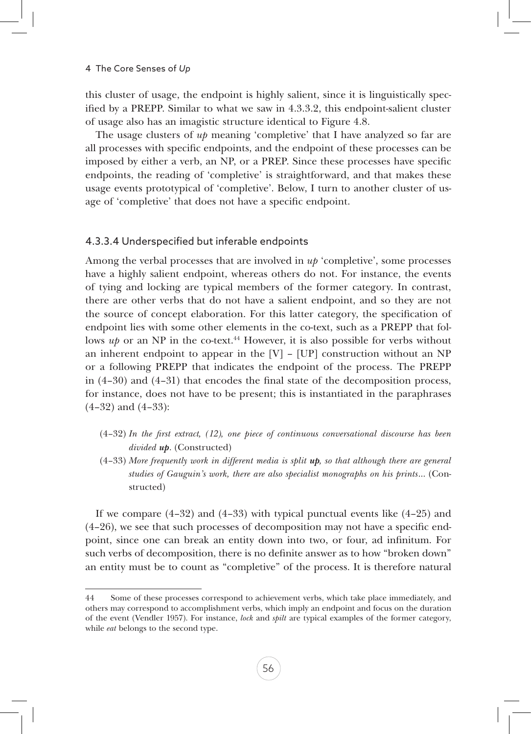this cluster of usage, the endpoint is highly salient, since it is linguistically specified by a PREPP. Similar to what we saw in 4.3.3.2, this endpoint-salient cluster of usage also has an imagistic structure identical to Figure 4.8.

The usage clusters of *up* meaning 'completive' that I have analyzed so far are all processes with specific endpoints, and the endpoint of these processes can be imposed by either a verb, an NP, or a PREP. Since these processes have specific endpoints, the reading of 'completive' is straightforward, and that makes these usage events prototypical of 'completive'. Below, I turn to another cluster of usage of 'completive' that does not have a specific endpoint.

#### 4.3.3.4 Underspecified but inferable endpoints

Among the verbal processes that are involved in *up* 'completive', some processes have a highly salient endpoint, whereas others do not. For instance, the events of tying and locking are typical members of the former category. In contrast, there are other verbs that do not have a salient endpoint, and so they are not the source of concept elaboration. For this latter category, the specification of endpoint lies with some other elements in the co-text, such as a PREPP that follows *up* or an NP in the co-text.[44] However, it is also possible for verbs without an inherent endpoint to appear in the [V] – [UP] construction without an NP or a following PREPP that indicates the endpoint of the process. The PREPP in (4–30) and (4–31) that encodes the final state of the decomposition process, for instance, does not have to be present; this is instantiated in the paraphrases (4–32) and (4–33):

(4–32) *In the first extract, (12), one piece of continuous conversational discourse has been divided **up**.* (Constructed)

(4–33) *More frequently work in different media is split **up**, so that although there are general studies of Gauguin's work, there are also specialist monographs on his prints*... (Constructed)

If we compare (4–32) and (4–33) with typical punctual events like (4–25) and (4–26), we see that such processes of decomposition may not have a specific endpoint, since one can break an entity down into two, or four, ad infinitum. For such verbs of decomposition, there is no definite answer as to how "broken down" an entity must be to count as "completive" of the process. It is therefore natural

---

44 Some of these processes correspond to achievement verbs, which take place immediately, and others may correspond to accomplishment verbs, which imply an endpoint and focus on the duration of the event (Vendler 1957). For instance, *lock* and *spilt* are typical examples of the former category, while *eat* belongs to the second type.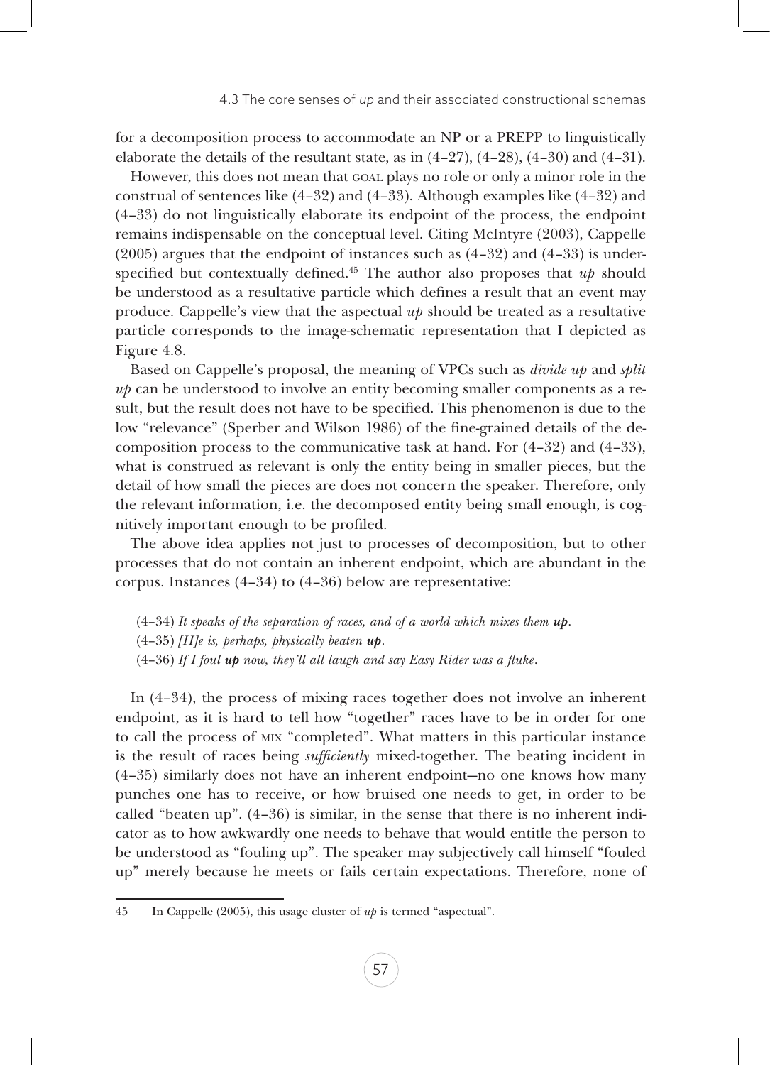for a decomposition process to accommodate an NP or a PREPP to linguistically elaborate the details of the resultant state, as in (4–27), (4–28), (4–30) and (4–31).

However, this does not mean that GOAL plays no role or only a minor role in the construal of sentences like (4–32) and (4–33). Although examples like (4–32) and (4–33) do not linguistically elaborate its endpoint of the process, the endpoint remains indispensable on the conceptual level. Citing McIntyre (2003), Cappelle (2005) argues that the endpoint of instances such as (4–32) and (4–33) is underspecified but contextually defined.[45] The author also proposes that *up* should be understood as a resultative particle which defines a result that an event may produce. Cappelle's view that the aspectual *up* should be treated as a resultative particle corresponds to the image-schematic representation that I depicted as Figure 4.8.

Based on Cappelle's proposal, the meaning of VPCs such as *divide up* and *split up* can be understood to involve an entity becoming smaller components as a result, but the result does not have to be specified. This phenomenon is due to the low "relevance" (Sperber and Wilson 1986) of the fine-grained details of the decomposition process to the communicative task at hand. For (4–32) and (4–33), what is construed as relevant is only the entity being in smaller pieces, but the detail of how small the pieces are does not concern the speaker. Therefore, only the relevant information, i.e. the decomposed entity being small enough, is cognitively important enough to be profiled.

The above idea applies not just to processes of decomposition, but to other processes that do not contain an inherent endpoint, which are abundant in the corpus. Instances (4–34) to (4–36) below are representative:

(4–34) *It speaks of the separation of races, and of a world which mixes them **up**.*
(4–35) *[H]e is, perhaps, physically beaten **up**.*
(4–36) *If I foul **up** now, they'll all laugh and say Easy Rider was a fluke.*

In (4–34), the process of mixing races together does not involve an inherent endpoint, as it is hard to tell how "together" races have to be in order for one to call the process of MIX "completed". What matters in this particular instance is the result of races being *sufficiently* mixed-together. The beating incident in (4–35) similarly does not have an inherent endpoint—no one knows how many punches one has to receive, or how bruised one needs to get, in order to be called "beaten up". (4–36) is similar, in the sense that there is no inherent indicator as to how awkwardly one needs to behave that would entitle the person to be understood as "fouling up". The speaker may subjectively call himself "fouled up" merely because he meets or fails certain expectations. Therefore, none of

45 In Cappelle (2005), this usage cluster of *up* is termed "aspectual".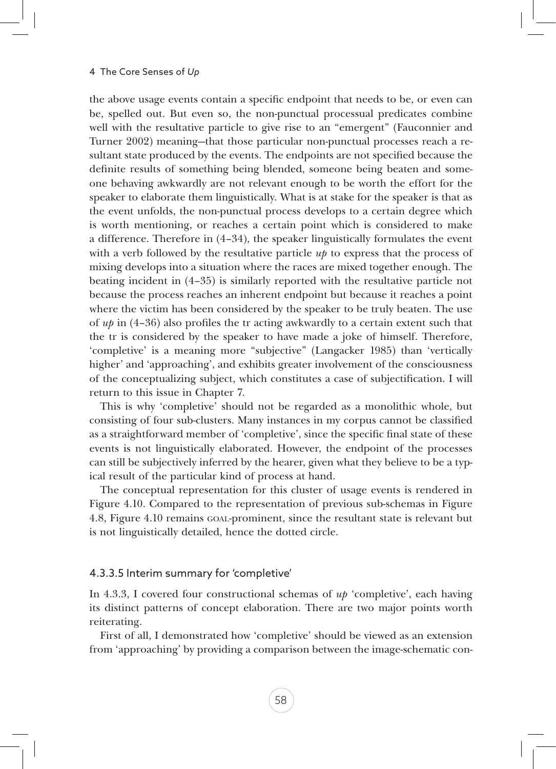the above usage events contain a specific endpoint that needs to be, or even can be, spelled out. But even so, the non-punctual processual predicates combine well with the resultative particle to give rise to an "emergent" (Fauconnier and Turner 2002) meaning—that those particular non-punctual processes reach a resultant state produced by the events. The endpoints are not specified because the definite results of something being blended, someone being beaten and someone behaving awkwardly are not relevant enough to be worth the effort for the speaker to elaborate them linguistically. What is at stake for the speaker is that as the event unfolds, the non-punctual process develops to a certain degree which is worth mentioning, or reaches a certain point which is considered to make a difference. Therefore in (4–34), the speaker linguistically formulates the event with a verb followed by the resultative particle *up* to express that the process of mixing develops into a situation where the races are mixed together enough. The beating incident in (4–35) is similarly reported with the resultative particle not because the process reaches an inherent endpoint but because it reaches a point where the victim has been considered by the speaker to be truly beaten. The use of *up* in (4–36) also profiles the tr acting awkwardly to a certain extent such that the tr is considered by the speaker to have made a joke of himself. Therefore, 'completive' is a meaning more "subjective" (Langacker 1985) than 'vertically higher' and 'approaching', and exhibits greater involvement of the consciousness of the conceptualizing subject, which constitutes a case of subjectification. I will return to this issue in Chapter 7.

This is why 'completive' should not be regarded as a monolithic whole, but consisting of four sub-clusters. Many instances in my corpus cannot be classified as a straightforward member of 'completive', since the specific final state of these events is not linguistically elaborated. However, the endpoint of the processes can still be subjectively inferred by the hearer, given what they believe to be a typical result of the particular kind of process at hand.

The conceptual representation for this cluster of usage events is rendered in Figure 4.10. Compared to the representation of previous sub-schemas in Figure 4.8, Figure 4.10 remains GOAL-prominent, since the resultant state is relevant but is not linguistically detailed, hence the dotted circle.

#### 4.3.3.5 Interim summary for 'completive'

In 4.3.3, I covered four constructional schemas of *up* 'completive', each having its distinct patterns of concept elaboration. There are two major points worth reiterating.

First of all, I demonstrated how 'completive' should be viewed as an extension from 'approaching' by providing a comparison between the image-schematic con-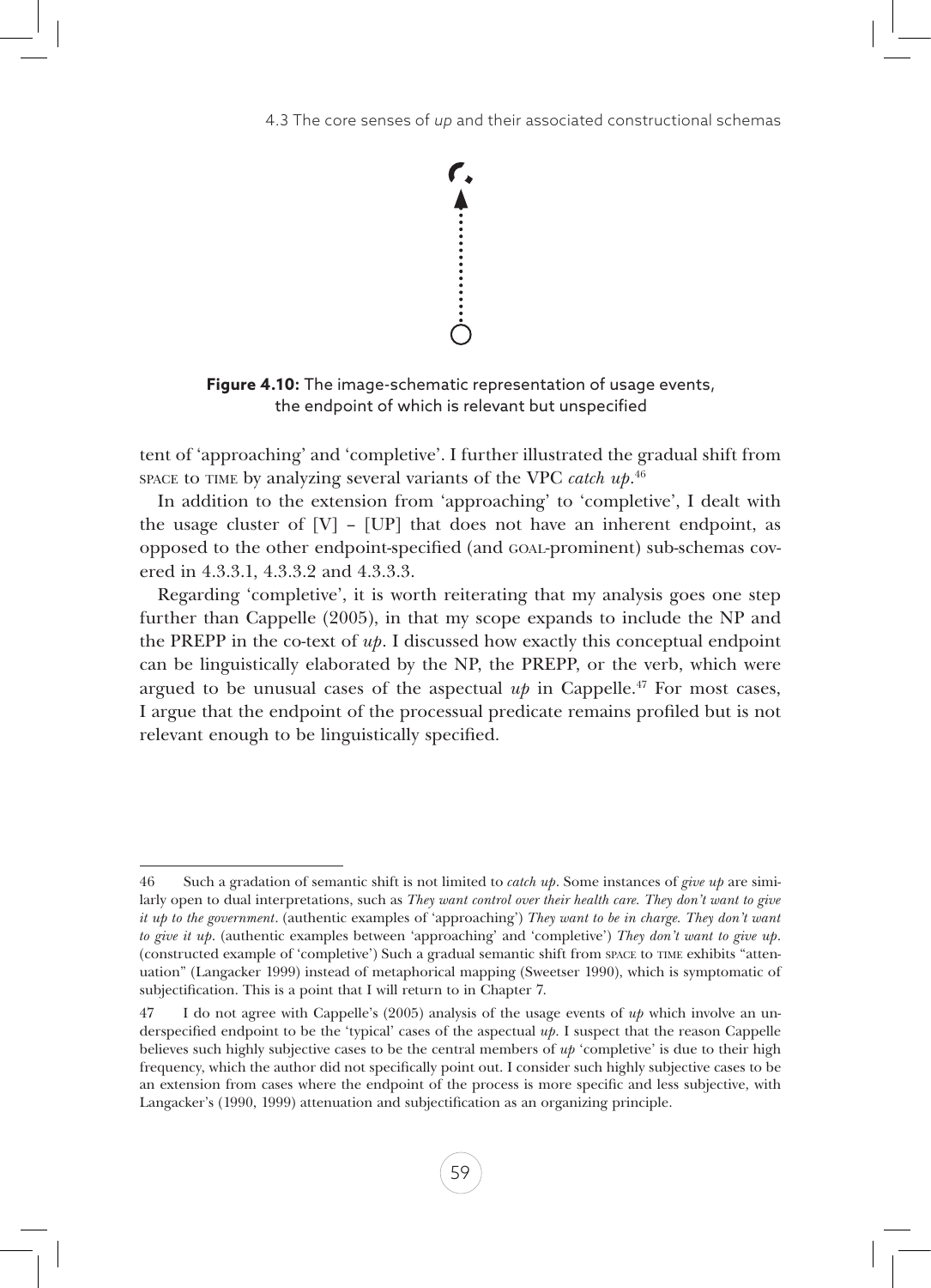**Figure 4.10:** The image-schematic representation of usage events, the endpoint of which is relevant but unspecified

tent of 'approaching' and 'completive'. I further illustrated the gradual shift from SPACE to TIME by analyzing several variants of the VPC *catch up*.[46]

In addition to the extension from 'approaching' to 'completive', I dealt with the usage cluster of [V] – [UP] that does not have an inherent endpoint, as opposed to the other endpoint-specified (and GOAL-prominent) sub-schemas covered in 4.3.3.1, 4.3.3.2 and 4.3.3.3.

Regarding 'completive', it is worth reiterating that my analysis goes one step further than Cappelle (2005), in that my scope expands to include the NP and the PREPP in the co-text of *up*. I discussed how exactly this conceptual endpoint can be linguistically elaborated by the NP, the PREPP, or the verb, which were argued to be unusual cases of the aspectual *up* in Cappelle.[47] For most cases, I argue that the endpoint of the processual predicate remains profiled but is not relevant enough to be linguistically specified.

---

46 Such a gradation of semantic shift is not limited to *catch up*. Some instances of *give up* are similarly open to dual interpretations, such as *They want control over their health care. They don't want to give it up to the government*. (authentic examples of 'approaching') *They want to be in charge. They don't want to give it up*. (authentic examples between 'approaching' and 'completive') *They don't want to give up*. (constructed example of 'completive') Such a gradual semantic shift from SPACE to TIME exhibits "attenuation" (Langacker 1999) instead of metaphorical mapping (Sweetser 1990), which is symptomatic of subjectification. This is a point that I will return to in Chapter 7.

47 I do not agree with Cappelle's (2005) analysis of the usage events of *up* which involve an underspecified endpoint to be the 'typical' cases of the aspectual *up*. I suspect that the reason Cappelle believes such highly subjective cases to be the central members of *up* 'completive' is due to their high frequency, which the author did not specifically point out. I consider such highly subjective cases to be an extension from cases where the endpoint of the process is more specific and less subjective, with Langacker's (1990, 1999) attenuation and subjectification as an organizing principle.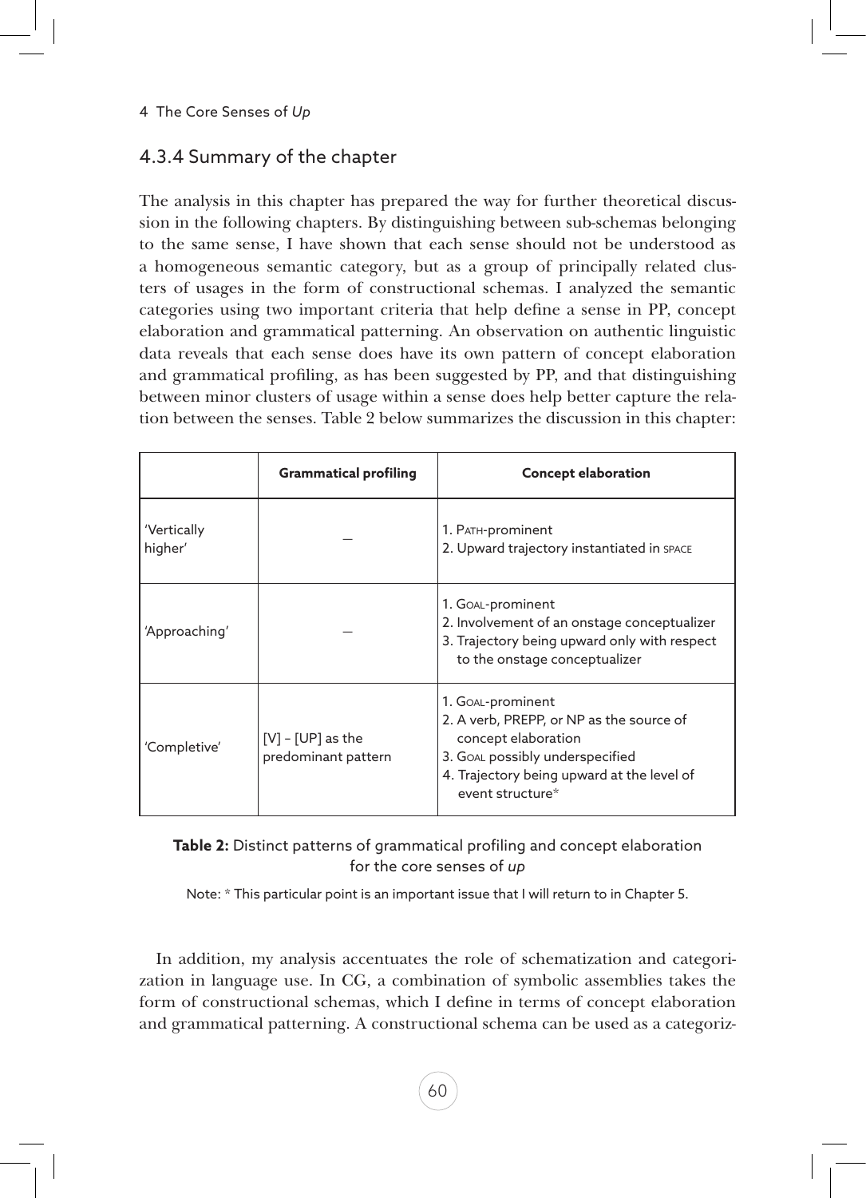### 4.3.4 Summary of the chapter

The analysis in this chapter has prepared the way for further theoretical discussion in the following chapters. By distinguishing between sub-schemas belonging to the same sense, I have shown that each sense should not be understood as a homogeneous semantic category, but as a group of principally related clusters of usages in the form of constructional schemas. I analyzed the semantic categories using two important criteria that help define a sense in PP, concept elaboration and grammatical patterning. An observation on authentic linguistic data reveals that each sense does have its own pattern of concept elaboration and grammatical profiling, as has been suggested by PP, and that distinguishing between minor clusters of usage within a sense does help better capture the relation between the senses. Table 2 below summarizes the discussion in this chapter:

| | **Grammatical profiling** | **Concept elaboration** |
|---|---|---|
| 'Vertically higher' | – | 1. PATH-prominent<br>2. Upward trajectory instantiated in SPACE |
| 'Approaching' | – | 1. GOAL-prominent<br>2. Involvement of an onstage conceptualizer<br>3. Trajectory being upward only with respect to the onstage conceptualizer |
| 'Completive' | [V] – [UP] as the predominant pattern | 1. GOAL-prominent<br>2. A verb, PREPP, or NP as the source of concept elaboration<br>3. GOAL possibly underspecified<br>4. Trajectory being upward at the level of event structure* |

**Table 2:** Distinct patterns of grammatical profiling and concept elaboration for the core senses of *up*

Note: * This particular point is an important issue that I will return to in Chapter 5.

In addition, my analysis accentuates the role of schematization and categorization in language use. In CG, a combination of symbolic assemblies takes the form of constructional schemas, which I define in terms of concept elaboration and grammatical patterning. A constructional schema can be used as a categoriz-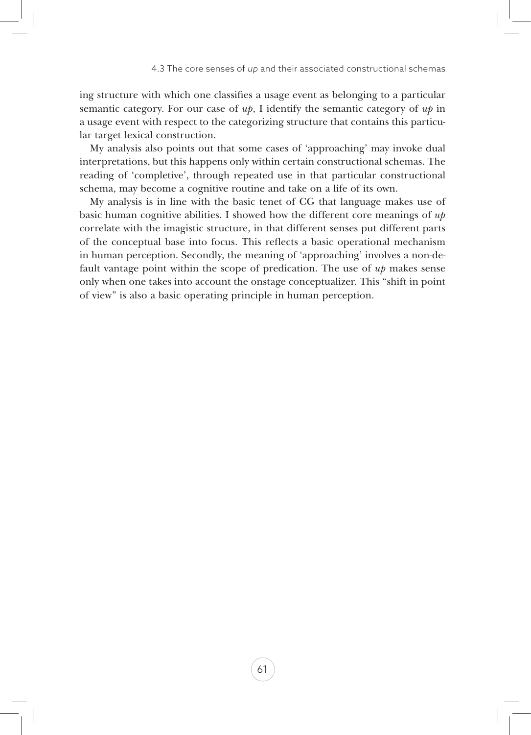ing structure with which one classifies a usage event as belonging to a particular semantic category. For our case of *up*, I identify the semantic category of *up* in a usage event with respect to the categorizing structure that contains this particular target lexical construction.

My analysis also points out that some cases of 'approaching' may invoke dual interpretations, but this happens only within certain constructional schemas. The reading of 'completive', through repeated use in that particular constructional schema, may become a cognitive routine and take on a life of its own.

My analysis is in line with the basic tenet of CG that language makes use of basic human cognitive abilities. I showed how the different core meanings of *up* correlate with the imagistic structure, in that different senses put different parts of the conceptual base into focus. This reflects a basic operational mechanism in human perception. Secondly, the meaning of 'approaching' involves a non-default vantage point within the scope of predication. The use of *up* makes sense only when one takes into account the onstage conceptualizer. This "shift in point of view" is also a basic operating principle in human perception.